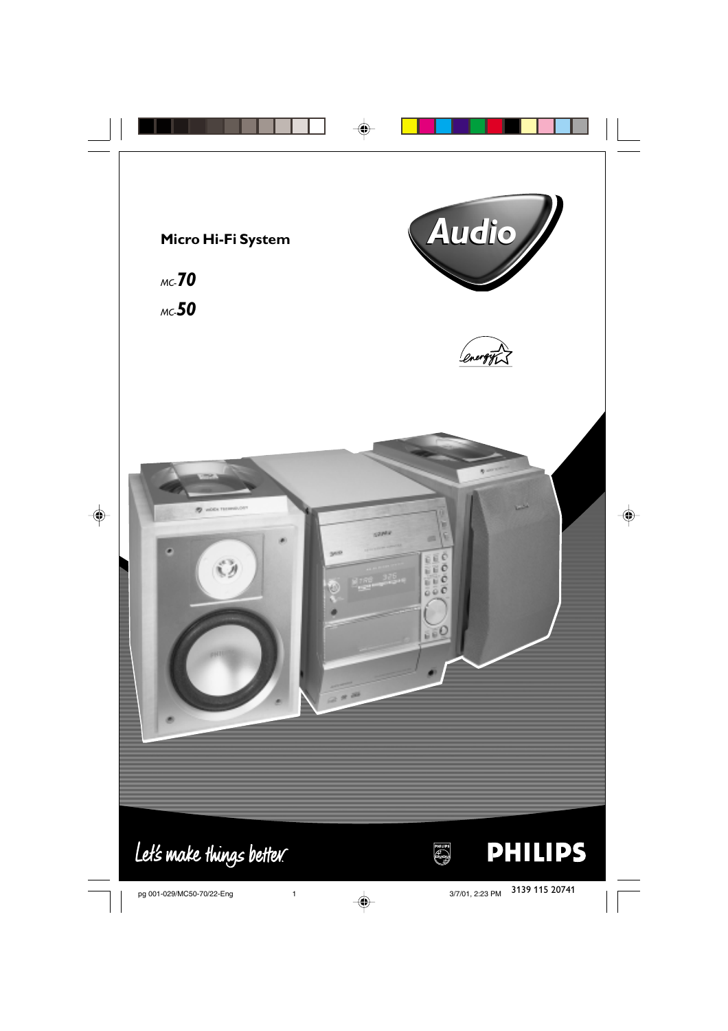# Micro Hi-Fi System

MC-**70**

MC-**50**

Audio

Let's make things better.

PHILIPS

3139 115 20741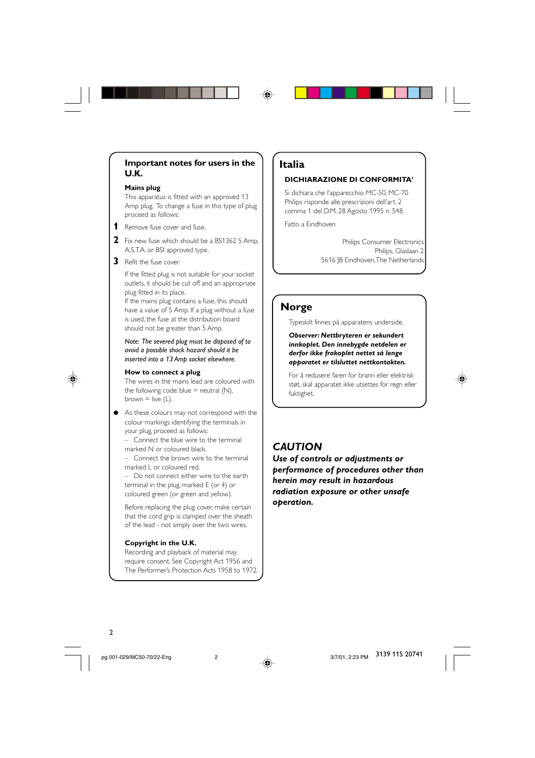## Important notes for users in the U.K.

### Mains plug

This apparatus is fitted with an approved 13 Amp plug. To change a fuse in this type of plug proceed as follows:

1. Remove fuse cover and fuse.
2. Fix new fuse which should be a BS1362 5 Amp, A.S.T.A. or BSI approved type.
3. Refit the fuse cover.

If the fitted plug is not suitable for your socket outlets, it should be cut off and an appropriate plug fitted in its place.
If the mains plug contains a fuse, this should have a value of 5 Amp. If a plug without a fuse is used, the fuse at the distribution board should not be greater than 5 Amp.

*Note: The severed plug must be disposed of to avoid a possible shock hazard should it be inserted into a 13 Amp socket elsewhere.*

### How to connect a plug

The wires in the mains lead are coloured with the following code: blue = neutral (N), brown = live (L).

- As these colours may not correspond with the colour markings identifying the terminals in your plug, proceed as follows:
  – Connect the blue wire to the terminal marked N or coloured black.
  – Connect the brown wire to the terminal marked L or coloured red.
  – Do not connect either wire to the earth terminal in the plug, marked E (or ⏚) or coloured green (or green and yellow).

Before replacing the plug cover, make certain that the cord grip is clamped over the sheath of the lead - not simply over the two wires.

### Copyright in the U.K.

Recording and playback of material may require consent. See Copyright Act 1956 and The Performer's Protection Acts 1958 to 1972.

## Italia

### DICHIARAZIONE DI CONFORMITA'

Si dichiara che l'apparecchio MC-50, MC-70 Philips risponde alle prescrizioni dell'art. 2 comma 1 del D.M. 28 Agosto 1995 n. 548.

Fatto a Eindhoven

Philips Consumer Electronics
Philips, Glaslaan 2
5616 JB Eindhoven, The Netherlands

## Norge

Typeskilt finnes på apparatens underside.

***Observer: Nettbryteren er sekundert innkoplet. Den innebygde netdelen er derfor ikke frakoplet nettet så lenge apparatet er tilsluttet nettkontakten.***

For å redusere faren for brann eller elektrisk støt, skal apparatet ikke utsettes for regn eller fuktighet.

## *CAUTION*

***Use of controls or adjustments or performance of procedures other than herein may result in hazardous radiation exposure or other unsafe operation.***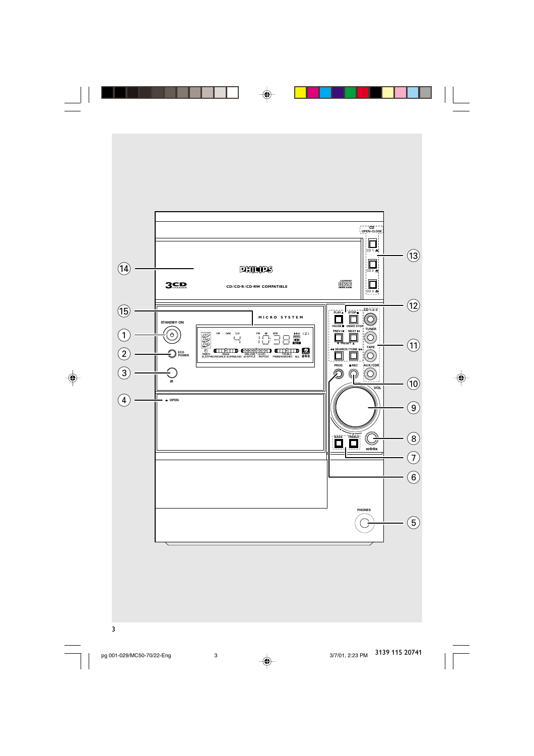PHILIPS

3CD CHANGER

CD/CD-R/CD-RW COMPATIBLE

MICRO SYSTEM

STANDBY-ON

ECO POWER

IR

OPEN

CD OPEN•CLOSE

CD 1

CD 2

CD 3

PLAY

PAUSE

STOP

DEMO STOP

PREV

NEXT

PRESET

SEARCH/TUNE

CD 1•2•3

TUNER

TAPE

AUX/CDR

PROG

REC

VOL

BASS

TREBLE

wOOx

PHONES

1
2
3
4
5
6
7
8
9
10
11
12
13
14
15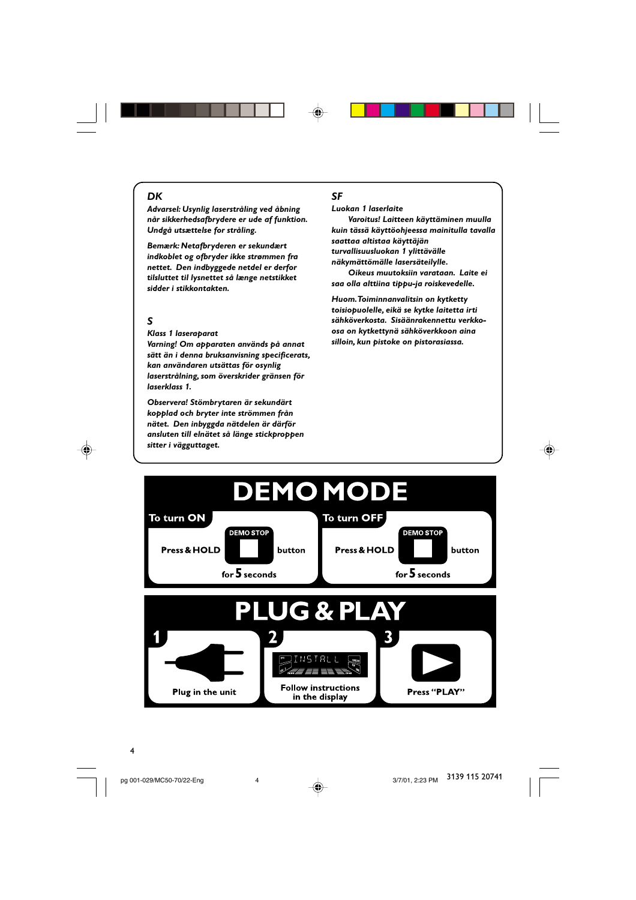## DK

*Advarsel: Usynlig laserstråling ved åbning når sikkerhedsafbrydere er ude af funktion. Undgå utsættelse for stråling.*

*Bemærk: Netafbryderen er sekundært indkoblet og ofbryder ikke strømmen fra nettet. Den indbyggede netdel er derfor tilsluttet til lysnettet så længe netstikket sidder i stikkontakten.*

## S

*Klass 1 laseraparat*
*Varning! Om apparaten används på annat sätt än i denna bruksanvisning specificerats, kan användaren utsättas för osynlig laserstrålning, som överskrider gränsen för laserklass 1.*

*Observera! Stömbrytaren är sekundärt kopplad och bryter inte strömmen från nätet. Den inbyggda nätdelen är därför ansluten till elnätet så länge stickproppen sitter i vägguttaget.*

## SF

*Luokan 1 laserlaite*
*Varoitus! Laitteen käyttäminen muulla kuin tässä käyttöohjeessa mainitulla tavalla saattaa altistaa käyttäjän turvallisuusluokan 1 ylittävälle näkymättömälle lasersäteilylle.*
*Oikeus muutoksiin varataan. Laite ei saa olla alttiina tippu-ja roiskevedelle.*

*Huom. Toiminnanvalitsin on kytketty toisiopuolelle, eikä se kytke laitetta irti sähköverkosta. Sisäänrakennettu verkko-osa on kytkettynä sähköverkkoon aina silloin, kun pistoke on pistorasiassa.*

# DEMO MODE

**To turn ON**

Press & HOLD DEMO STOP button for 5 seconds

**To turn OFF**

Press & HOLD DEMO STOP button for 5 seconds

# PLUG & PLAY

1. Plug in the unit
2. Follow instructions in the display
3. Press "PLAY"

pg 001-029/MC50-70/22-Eng 4 3/7/01, 2:23 PM 3139 115 20741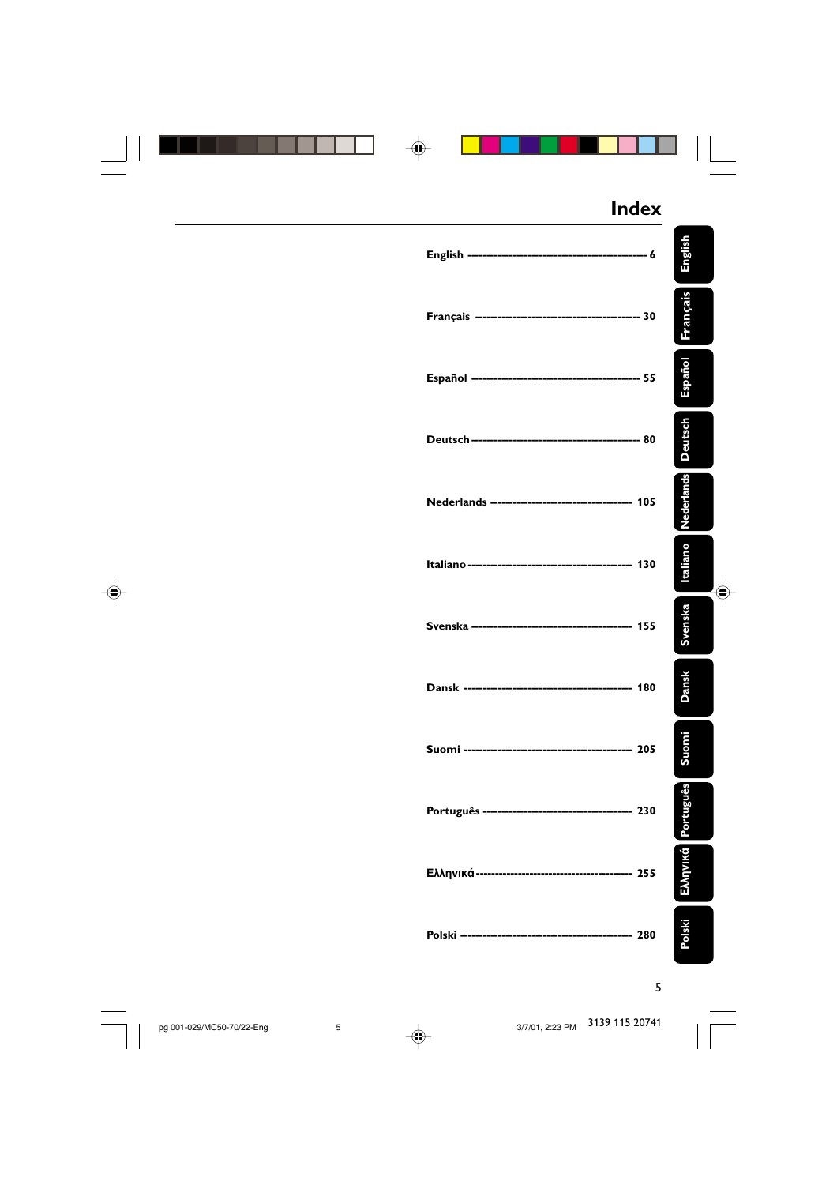# Index

| | |
|---|---|
| English | 6 |
| Français | 30 |
| Español | 55 |
| Deutsch | 80 |
| Nederlands | 105 |
| Italiano | 130 |
| Svenska | 155 |
| Dansk | 180 |
| Suomi | 205 |
| Português | 230 |
| Ελληνικά | 255 |
| Polski | 280 |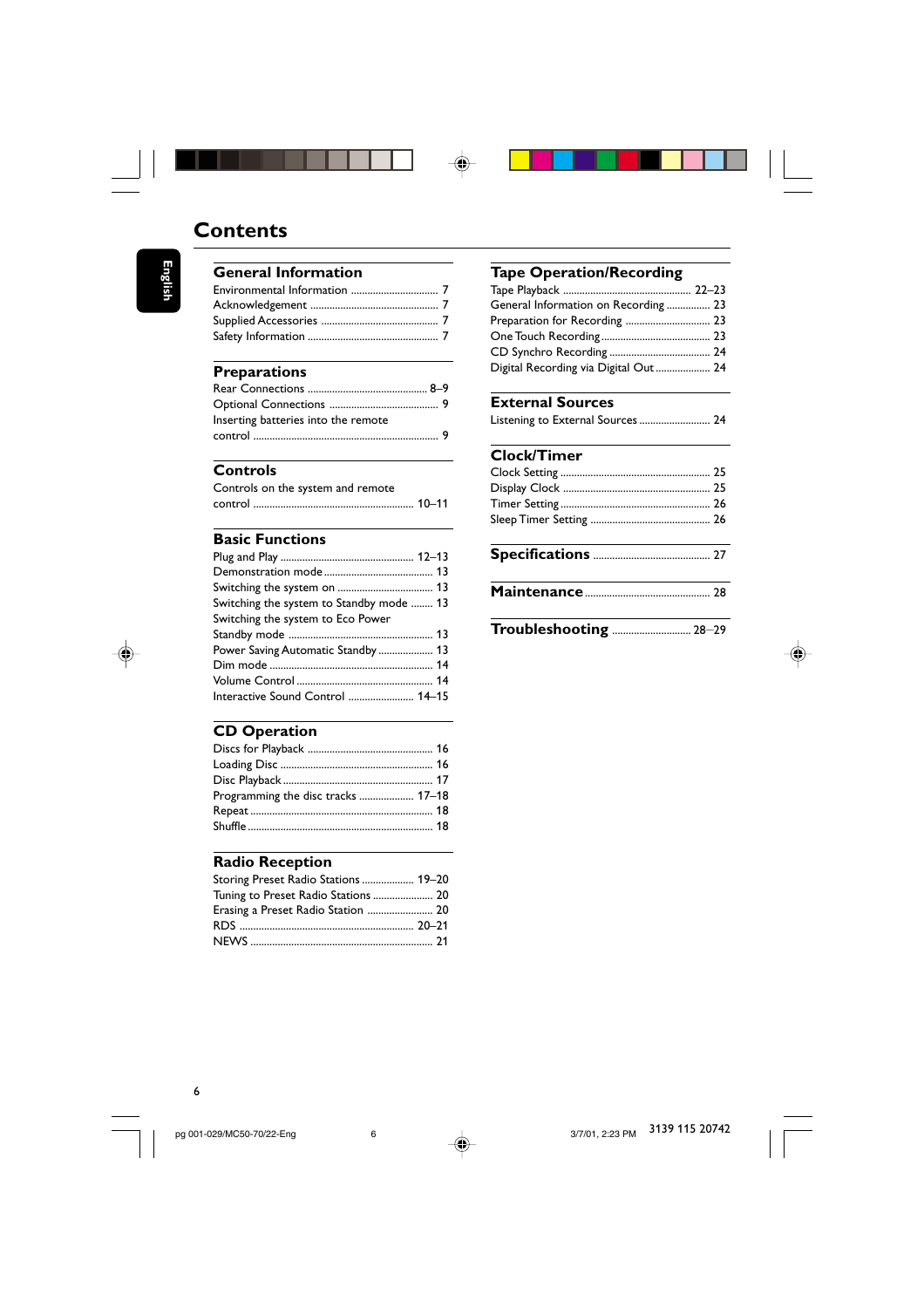# Contents

## General Information

Environmental Information ........................................ 7
Acknowledgement ........................................ 7
Supplied Accessories ........................................ 7
Safety Information ........................................ 7

## Preparations

Rear Connections ........................................ 8–9
Optional Connections ........................................ 9
Inserting batteries into the remote control ........................................ 9

## Controls

Controls on the system and remote control ........................................ 10–11

## Basic Functions

Plug and Play ........................................ 12–13
Demonstration mode ........................................ 13
Switching the system on ........................................ 13
Switching the system to Standby mode ........ 13
Switching the system to Eco Power Standby mode ........................................ 13
Power Saving Automatic Standby .................... 13
Dim mode ........................................ 14
Volume Control ........................................ 14
Interactive Sound Control ........................ 14–15

## CD Operation

Discs for Playback ........................................ 16
Loading Disc ........................................ 16
Disc Playback ........................................ 17
Programming the disc tracks .................... 17–18
Repeat ........................................ 18
Shuffle ........................................ 18

## Radio Reception

Storing Preset Radio Stations .................... 19–20
Tuning to Preset Radio Stations .................... 20
Erasing a Preset Radio Station .................... 20
RDS ........................................ 20–21
NEWS ........................................ 21

## Tape Operation/Recording

Tape Playback ........................................ 22–23
General Information on Recording ................ 23
Preparation for Recording ................................ 23
One Touch Recording ........................................ 23
CD Synchro Recording ........................................ 24
Digital Recording via Digital Out .................... 24

## External Sources

Listening to External Sources .......................... 24

## Clock/Timer

Clock Setting ........................................ 25
Display Clock ........................................ 25
Timer Setting ........................................ 26
Sleep Timer Setting ........................................ 26

## Specifications ........................................ 27

## Maintenance ........................................ 28

## Troubleshooting ............................ 28–29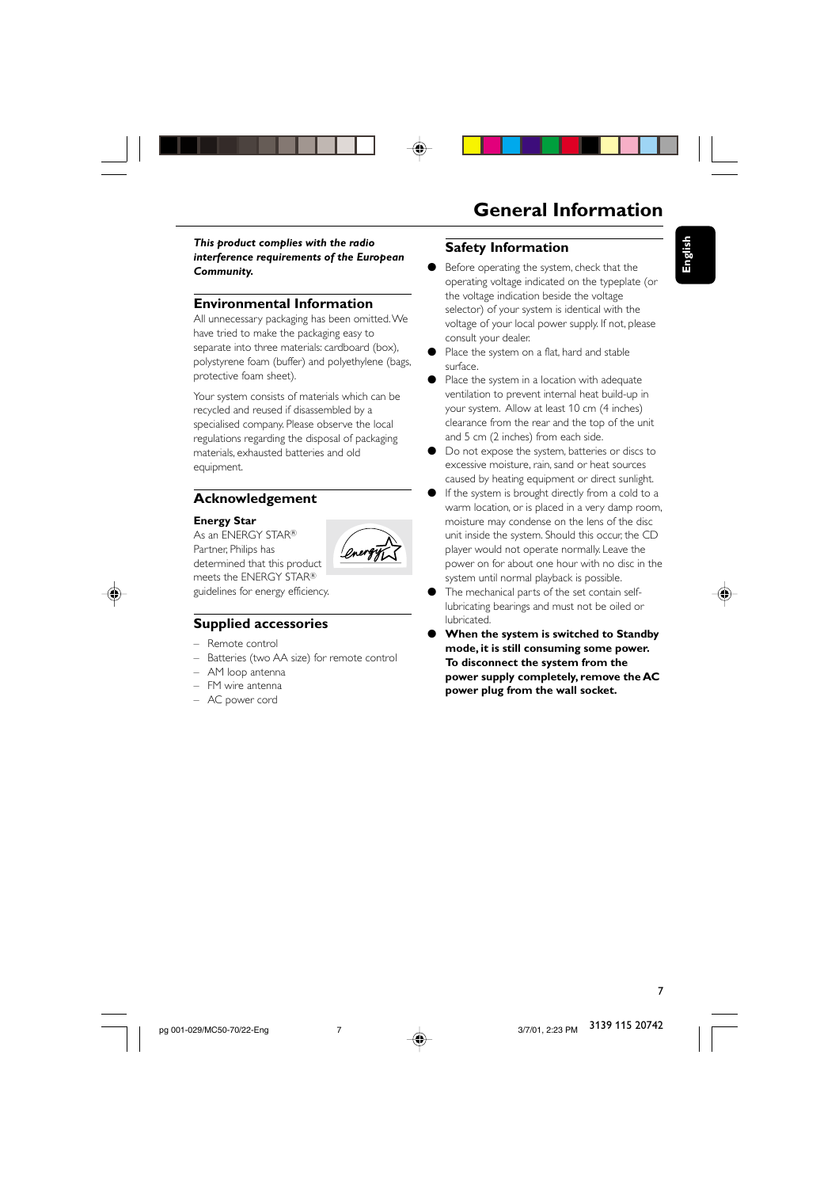# General Information

***This product complies with the radio interference requirements of the European Community.***

## Environmental Information

All unnecessary packaging has been omitted. We have tried to make the packaging easy to separate into three materials: cardboard (box), polystyrene foam (buffer) and polyethylene (bags, protective foam sheet).

Your system consists of materials which can be recycled and reused if disassembled by a specialised company. Please observe the local regulations regarding the disposal of packaging materials, exhausted batteries and old equipment.

## Acknowledgement

**Energy Star**

As an ENERGY STAR® Partner, Philips has determined that this product meets the ENERGY STAR® guidelines for energy efficiency.

## Supplied accessories

– Remote control
– Batteries (two AA size) for remote control
– AM loop antenna
– FM wire antenna
– AC power cord

## Safety Information

- Before operating the system, check that the operating voltage indicated on the typeplate (or the voltage indication beside the voltage selector) of your system is identical with the voltage of your local power supply. If not, please consult your dealer.
- Place the system on a flat, hard and stable surface.
- Place the system in a location with adequate ventilation to prevent internal heat build-up in your system. Allow at least 10 cm (4 inches) clearance from the rear and the top of the unit and 5 cm (2 inches) from each side.
- Do not expose the system, batteries or discs to excessive moisture, rain, sand or heat sources caused by heating equipment or direct sunlight.
- If the system is brought directly from a cold to a warm location, or is placed in a very damp room, moisture may condense on the lens of the disc unit inside the system. Should this occur, the CD player would not operate normally. Leave the power on for about one hour with no disc in the system until normal playback is possible.
- The mechanical parts of the set contain self-lubricating bearings and must not be oiled or lubricated.
- **When the system is switched to Standby mode, it is still consuming some power. To disconnect the system from the power supply completely, remove the AC power plug from the wall socket.**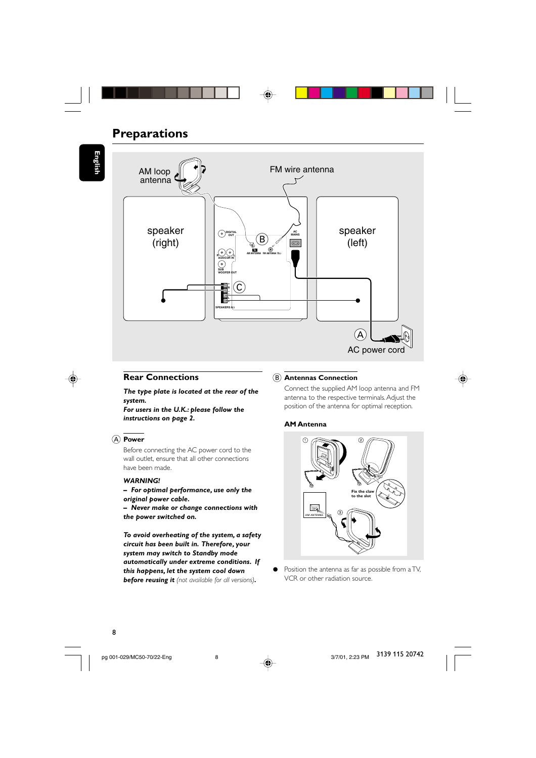# Preparations

## Rear Connections

***The type plate is located at the rear of the system.***
***For users in the U.K.: please follow the instructions on page 2.***

### Ⓐ Power

Before connecting the AC power cord to the wall outlet, ensure that all other connections have been made.

***WARNING!***
***– For optimal performance, use only the original power cable.***
***– Never make or change connections with the power switched on.***

***To avoid overheating of the system, a safety circuit has been built in. Therefore, your system may switch to Standby mode automatically under extreme conditions. If this happens, let the system cool down before reusing it*** *(not available for all versions)*.

### Ⓑ Antennas Connection

Connect the supplied AM loop antenna and FM antenna to the respective terminals. Adjust the position of the antenna for optimal reception.

#### AM Antenna

- Position the antenna as far as possible from a TV, VCR or other radiation source.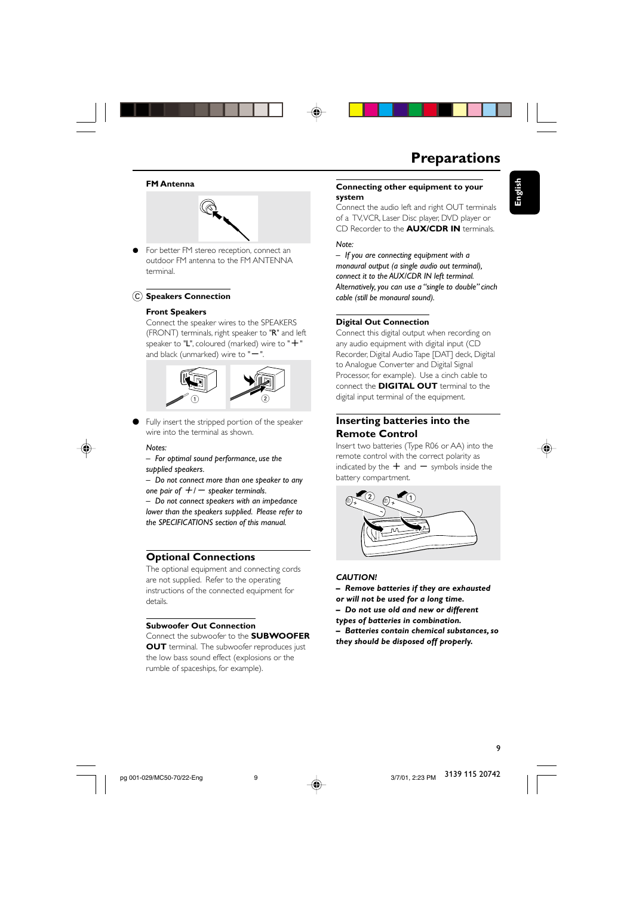# Preparations

#### FM Antenna

- For better FM stereo reception, connect an outdoor FM antenna to the FM ANTENNA terminal.

### Ⓒ Speakers Connection

#### Front Speakers

Connect the speaker wires to the SPEAKERS (FRONT) terminals, right speaker to "R" and left speaker to "L", coloured (marked) wire to "+" and black (unmarked) wire to "−".

- Fully insert the stripped portion of the speaker wire into the terminal as shown.

*Notes:*

*– For optimal sound performance, use the supplied speakers.*

*– Do not connect more than one speaker to any one pair of +/− speaker terminals.*

*– Do not connect speakers with an impedance lower than the speakers supplied. Please refer to the SPECIFICATIONS section of this manual.*

## Optional Connections

The optional equipment and connecting cords are not supplied. Refer to the operating instructions of the connected equipment for details.

#### Subwoofer Out Connection

Connect the subwoofer to the **SUBWOOFER OUT** terminal. The subwoofer reproduces just the low bass sound effect (explosions or the rumble of spaceships, for example).

#### Connecting other equipment to your system

Connect the audio left and right OUT terminals of a TV, VCR, Laser Disc player, DVD player or CD Recorder to the **AUX/CDR IN** terminals.

*Note:*

*– If you are connecting equipment with a monaural output (a single audio out terminal), connect it to the AUX/CDR IN left terminal. Alternatively, you can use a "single to double" cinch cable (still be monaural sound).*

#### Digital Out Connection

Connect this digital output when recording on any audio equipment with digital input (CD Recorder, Digital Audio Tape [DAT] deck, Digital to Analogue Converter and Digital Signal Processor, for example). Use a cinch cable to connect the **DIGITAL OUT** terminal to the digital input terminal of the equipment.

## Inserting batteries into the Remote Control

Insert two batteries (Type R06 or AA) into the remote control with the correct polarity as indicated by the + and − symbols inside the battery compartment.

***CAUTION!***

***– Remove batteries if they are exhausted or will not be used for a long time.***

***– Do not use old and new or different types of batteries in combination.***

***– Batteries contain chemical substances, so they should be disposed off properly.***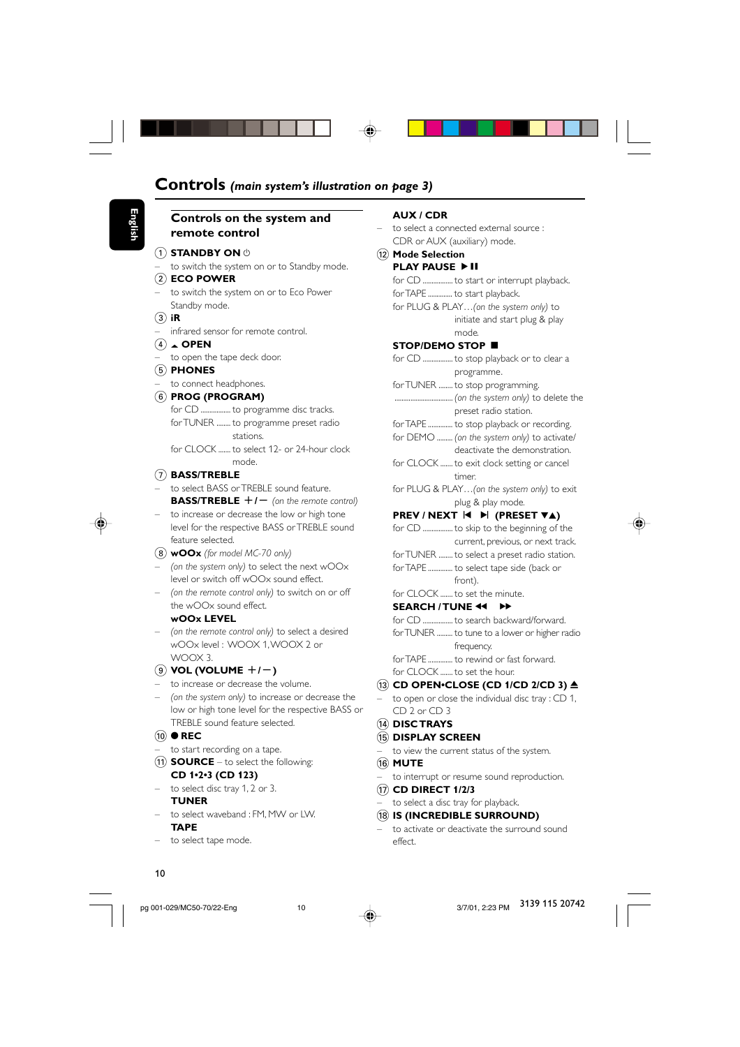# Controls *(main system's illustration on page 3)*

## Controls on the system and remote control

① **STANDBY ON** ⏻
– to switch the system on or to Standby mode.

② **ECO POWER**
– to switch the system on or to Eco Power Standby mode.

③ **iR**
– infrared sensor for remote control.

④ ▲ **OPEN**
– to open the tape deck door.

⑤ **PHONES**
– to connect headphones.

⑥ **PROG (PROGRAM)**
for CD ................ to programme disc tracks.
for TUNER ........ to programme preset radio stations.
for CLOCK ....... to select 12- or 24-hour clock mode.

⑦ **BASS/TREBLE**
– to select BASS or TREBLE sound feature.

**BASS/TREBLE +/–** *(on the remote control)*
– to increase or decrease the low or high tone level for the respective BASS or TREBLE sound feature selected.

⑧ **wOOx** *(for model MC-70 only)*
– *(on the system only)* to select the next wOOx level or switch off wOOx sound effect.
– *(on the remote control only)* to switch on or off the wOOx sound effect.

**wOOx LEVEL**
– *(on the remote control only)* to select a desired wOOx level : WOOX 1, WOOX 2 or WOOX 3.

⑨ **VOL (VOLUME +/–)**
– to increase or decrease the volume.
– *(on the system only)* to increase or decrease the low or high tone level for the respective BASS or TREBLE sound feature selected.

⑩ ● **REC**
– to start recording on a tape.

⑪ **SOURCE** – to select the following:

**CD 1•2•3 (CD 123)**
– to select disc tray 1, 2 or 3.

**TUNER**
– to select waveband : FM, MW or LW.

**TAPE**
– to select tape mode.

**AUX / CDR**
– to select a connected external source : CDR or AUX (auxiliary) mode.

⑫ **Mode Selection**

**PLAY PAUSE ▶❚❚**
for CD ................ to start or interrupt playback.
for TAPE ............. to start playback.
for PLUG & PLAY…*(on the system only)* to initiate and start plug & play mode.

**STOP/DEMO STOP ■**
for CD ................ to stop playback or to clear a programme.
for TUNER ........ to stop programming.
................................ *(on the system only)* to delete the preset radio station.
for TAPE ............. to stop playback or recording.
for DEMO ......... *(on the system only)* to activate/ deactivate the demonstration.
for CLOCK ....... to exit clock setting or cancel timer.
for PLUG & PLAY…*(on the system only)* to exit plug & play mode.

**PREV / NEXT ⏮ ⏭ (PRESET ▼▲)**
for CD ................ to skip to the beginning of the current, previous, or next track.
for TUNER ........ to select a preset radio station.
for TAPE ............. to select tape side (back or front).
for CLOCK ....... to set the minute.

**SEARCH / TUNE ◀◀ ▶▶**
for CD ................ to search backward/forward.
for TUNER ........ to tune to a lower or higher radio frequency.
for TAPE ............. to rewind or fast forward.
for CLOCK ....... to set the hour.

⑬ **CD OPEN•CLOSE (CD 1/CD 2/CD 3)** ⏏
– to open or close the individual disc tray : CD 1, CD 2 or CD 3

⑭ **DISC TRAYS**

⑮ **DISPLAY SCREEN**
– to view the current status of the system.

⑯ **MUTE**
– to interrupt or resume sound reproduction.

⑰ **CD DIRECT 1/2/3**
– to select a disc tray for playback.

⑱ **IS (INCREDIBLE SURROUND)**
– to activate or deactivate the surround sound effect.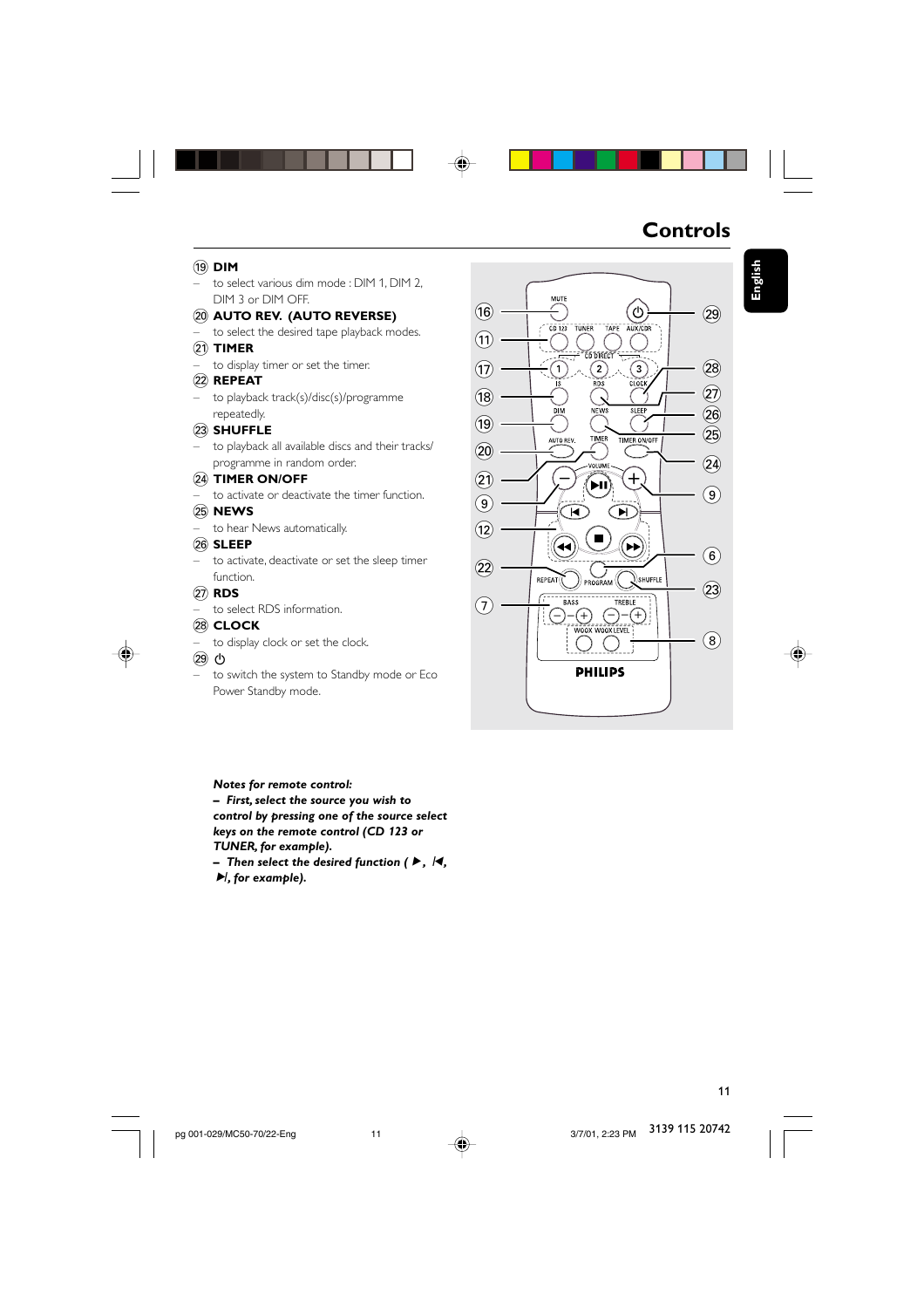# Controls

⑲ **DIM**
– to select various dim mode : DIM 1, DIM 2, DIM 3 or DIM OFF.

⑳ **AUTO REV. (AUTO REVERSE)**
– to select the desired tape playback modes.

㉑ **TIMER**
– to display timer or set the timer.

㉒ **REPEAT**
– to playback track(s)/disc(s)/programme repeatedly.

㉓ **SHUFFLE**
– to playback all available discs and their tracks/ programme in random order.

㉔ **TIMER ON/OFF**
– to activate or deactivate the timer function.

㉕ **NEWS**
– to hear News automatically.

㉖ **SLEEP**
– to activate, deactivate or set the sleep timer function.

㉗ **RDS**
– to select RDS information.

㉘ **CLOCK**
– to display clock or set the clock.

㉙ ⏻
– to switch the system to Standby mode or Eco Power Standby mode.

***Notes for remote control:***
***– First, select the source you wish to control by pressing one of the source select keys on the remote control (CD 123 or TUNER, for example).***
***– Then select the desired function ( ▶, ⏮, ⏭, for example).***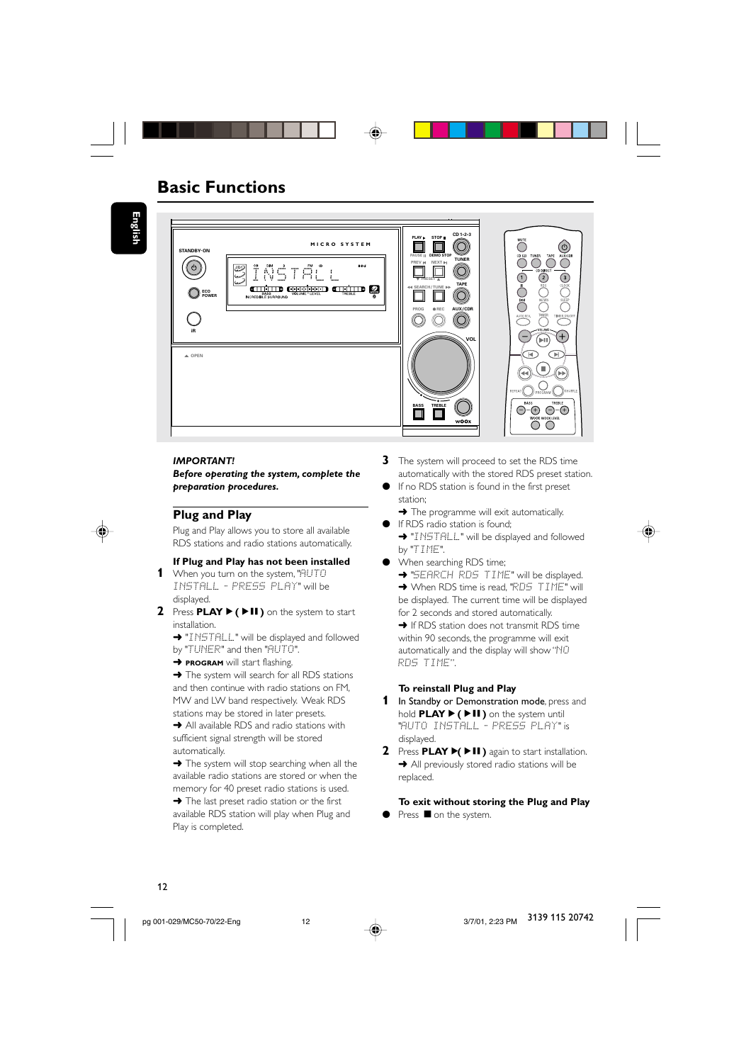# Basic Functions

***IMPORTANT!***
***Before operating the system, complete the preparation procedures.***

## Plug and Play

Plug and Play allows you to store all available RDS stations and radio stations automatically.

### If Plug and Play has not been installed

1 When you turn on the system, "AUTO INSTALL - PRESS PLAY" will be displayed.

2 Press **PLAY ▶ ( ▶II )** on the system to start installation.
➜ "INSTALL" will be displayed and followed by "TUNER" and then "AUTO".
➜ **PROGRAM** will start flashing.
➜ The system will search for all RDS stations and then continue with radio stations on FM, MW and LW band respectively. Weak RDS stations may be stored in later presets.
➜ All available RDS and radio stations with sufficient signal strength will be stored automatically.
➜ The system will stop searching when all the available radio stations are stored or when the memory for 40 preset radio stations is used.
➜ The last preset radio station or the first available RDS station will play when Plug and Play is completed.

3 The system will proceed to set the RDS time automatically with the stored RDS preset station.

- If no RDS station is found in the first preset station;
  ➜ The programme will exit automatically.
- If RDS radio station is found;
  ➜ "INSTALL" will be displayed and followed by "TIME".
- When searching RDS time;
  ➜ "SEARCH RDS TIME" will be displayed.
  ➜ When RDS time is read, "RDS TIME" will be displayed. The current time will be displayed for 2 seconds and stored automatically.
  ➜ If RDS station does not transmit RDS time within 90 seconds, the programme will exit automatically and the display will show "NO RDS TIME".

### To reinstall Plug and Play

1 In Standby or Demonstration mode, press and hold **PLAY ▶ ( ▶II )** on the system until "AUTO INSTALL - PRESS PLAY" is displayed.

2 Press **PLAY ▶( ▶II )** again to start installation.
➜ All previously stored radio stations will be replaced.

### To exit without storing the Plug and Play

- Press ■ on the system.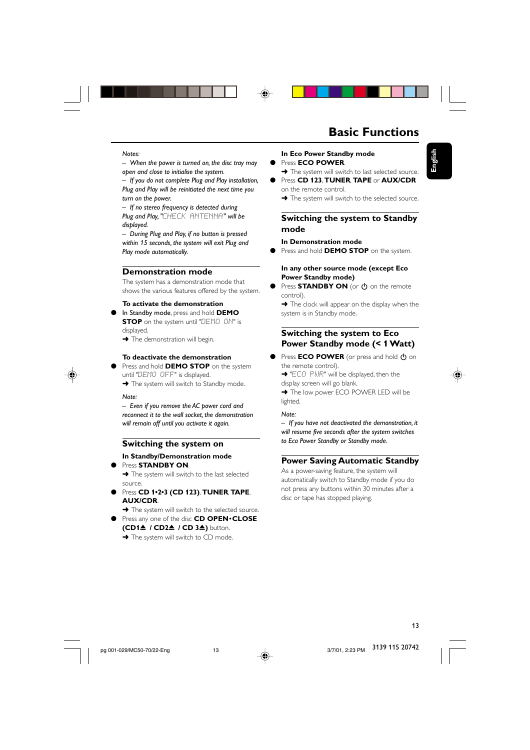# Basic Functions

*Notes:*

*– When the power is turned on, the disc tray may open and close to initialise the system.*

*– If you do not complete Plug and Play installation, Plug and Play will be reinitiated the next time you turn on the power.*

*– If no stereo frequency is detected during Plug and Play, "CHECK ANTENNA" will be displayed.*

*– During Plug and Play, if no button is pressed within 15 seconds, the system will exit Plug and Play mode automatically.*

## Demonstration mode

The system has a demonstration mode that shows the various features offered by the system.

**To activate the demonstration**

- In Standby mode, press and hold **DEMO STOP** on the system until "DEMO ON" is displayed.
  ➜ The demonstration will begin.

**To deactivate the demonstration**

- Press and hold **DEMO STOP** on the system until "DEMO OFF" is displayed.
  ➜ The system will switch to Standby mode.

*Note:*

*– Even if you remove the AC power cord and reconnect it to the wall socket, the demonstration will remain off until you activate it again.*

## Switching the system on

**In Standby/Demonstration mode**

- Press **STANDBY ON**.
  ➜ The system will switch to the last selected source.
- Press **CD 1•2•3 (CD 123)**, **TUNER**, **TAPE**, **AUX/CDR**.
  ➜ The system will switch to the selected source.
- Press any one of the disc **CD OPEN•CLOSE (CD1▲ / CD2▲ / CD 3▲)** button.
  ➜ The system will switch to CD mode.

**In Eco Power Standby mode**

- Press **ECO POWER**.
  ➜ The system will switch to last selected source.
- Press **CD 123**, **TUNER**, **TAPE** or **AUX/CDR** on the remote control.
  ➜ The system will switch to the selected source.

## Switching the system to Standby mode

**In Demonstration mode**

- Press and hold **DEMO STOP** on the system.

**In any other source mode (except Eco Power Standby mode)**

- Press **STANDBY ON** (or ⏻ on the remote control).
  ➜ The clock will appear on the display when the system is in Standby mode.

## Switching the system to Eco Power Standby mode (< 1 Watt)

- Press **ECO POWER** (or press and hold ⏻ on the remote control).
  ➜ "ECO PWR" will be displayed, then the display screen will go blank.
  ➜ The low power ECO POWER LED will be lighted.

*Note:*

*– If you have not deactivated the demonstration, it will resume five seconds after the system switches to Eco Power Standby or Standby mode.*

## Power Saving Automatic Standby

As a power-saving feature, the system will automatically switch to Standby mode if you do not press any buttons within 30 minutes after a disc or tape has stopped playing.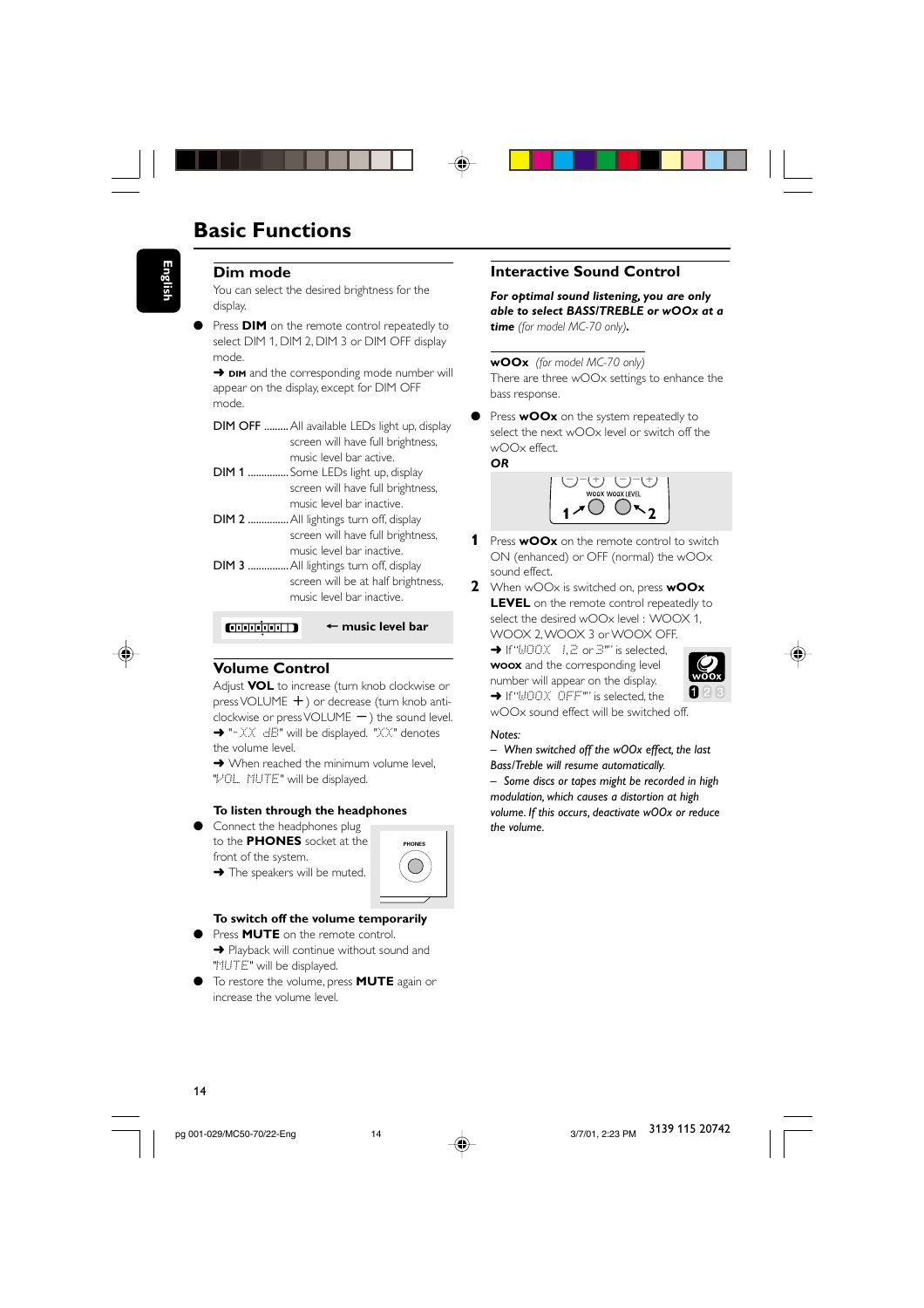# Basic Functions

## Dim mode

You can select the desired brightness for the display.

- Press **DIM** on the remote control repeatedly to select DIM 1, DIM 2, DIM 3 or DIM OFF display mode.
  ➜ **DIM** and the corresponding mode number will appear on the display, except for DIM OFF mode.

DIM OFF ......... All available LEDs light up, display screen will have full brightness, music level bar active.

DIM 1 ............... Some LEDs light up, display screen will have full brightness, music level bar inactive.

DIM 2 ............... All lightings turn off, display screen will have full brightness, music level bar inactive.

DIM 3 ............... All lightings turn off, display screen will be at half brightness, music level bar inactive.

← **music level bar**

## Volume Control

Adjust **VOL** to increase (turn knob clockwise or press VOLUME +) or decrease (turn knob anti-clockwise or press VOLUME −) the sound level.
➜ "-XX dB" will be displayed. "XX" denotes the volume level.
➜ When reached the minimum volume level, "VOL MUTE" will be displayed.

### To listen through the headphones

- Connect the headphones plug to the **PHONES** socket at the front of the system.
  ➜ The speakers will be muted.

PHONES

### To switch off the volume temporarily

- Press **MUTE** on the remote control.
  ➜ Playback will continue without sound and "MUTE" will be displayed.
- To restore the volume, press **MUTE** again or increase the volume level.

## Interactive Sound Control

***For optimal sound listening, you are only able to select BASS/TREBLE or wOOx at a time*** *(for model MC-70 only)***.**

**wOOx** *(for model MC-70 only)*
There are three wOOx settings to enhance the bass response.

- Press **wOOx** on the system repeatedly to select the next wOOx level or switch off the wOOx effect.

***OR***

WOOX WOOX LEVEL
1 2

1. Press **wOOx** on the remote control to switch ON (enhanced) or OFF (normal) the wOOx sound effect.
2. When wOOx is switched on, press **wOOx LEVEL** on the remote control repeatedly to select the desired wOOx level : WOOX 1, WOOX 2, WOOX 3 or WOOX OFF.
   ➜ If "WOOX 1,2 or 3"' is selected, **woox** and the corresponding level number will appear on the display.
   ➜ If "WOOX OFF"' is selected, the wOOx sound effect will be switched off.

*Notes:*

*– When switched off the wOOx effect, the last Bass/Treble will resume automatically.*

*– Some discs or tapes might be recorded in high modulation, which causes a distortion at high volume. If this occurs, deactivate wOOx or reduce the volume.*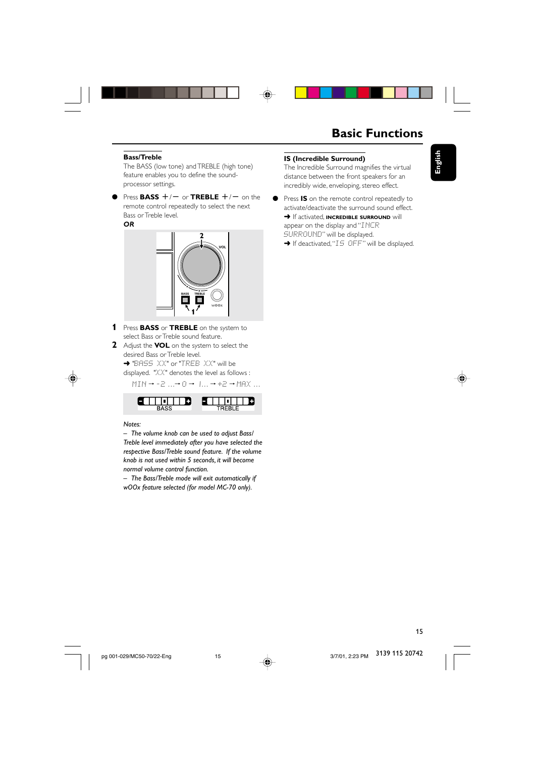# Basic Functions

### Bass/Treble

The BASS (low tone) and TREBLE (high tone) feature enables you to define the sound-processor settings.

- Press **BASS** +/− or **TREBLE** +/− on the remote control repeatedly to select the next Bass or Treble level.

***OR***

1. Press **BASS** or **TREBLE** on the system to select Bass or Treble sound feature.
2. Adjust the **VOL** on the system to select the desired Bass or Treble level.
   ➜ "BASS XX" or "TREB XX" will be displayed. "XX" denotes the level as follows :
   MIN → -2 ...→ 0 → 1... → +2 → MAX ...

*Notes:*
*– The volume knob can be used to adjust Bass/ Treble level immediately after you have selected the respective Bass/Treble sound feature. If the volume knob is not used within 5 seconds, it will become normal volume control function.*
*– The Bass/Treble mode will exit automatically if wOOx feature selected (for model MC-70 only).*

### IS (Incredible Surround)

The Incredible Surround magnifies the virtual distance between the front speakers for an incredibly wide, enveloping, stereo effect.

- Press **IS** on the remote control repeatedly to activate/deactivate the surround sound effect.
  ➜ If activated, **INCREDIBLE SURROUND** will appear on the display and "INCR SURROUND" will be displayed.
  ➜ If deactivated, "IS OFF" will be displayed.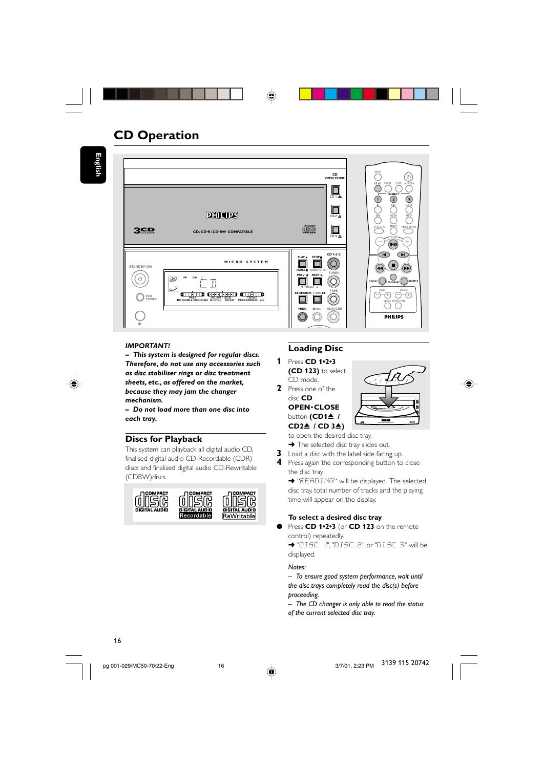# CD Operation

***IMPORTANT!***

***– This system is designed for regular discs. Therefore, do not use any accessories such as disc stabiliser rings or disc treatment sheets, etc., as offered on the market, because they may jam the changer mechanism.***

***– Do not load more than one disc into each tray.***

## Discs for Playback

This system can playback all digital audio CD, finalised digital audio CD-Recordable (CDR) discs and finalised digital audio CD-Rewritable (CDRW)discs.

## Loading Disc

1. Press **CD 1•2•3 (CD 123)** to select CD mode.
2. Press one of the disc **CD OPEN•CLOSE** button **(CD1⏏ / CD2⏏ / CD 3⏏)** to open the desired disc tray.
   ➜ The selected disc tray slides out.
3. Load a disc with the label side facing up.
4. Press again the corresponding button to close the disc tray.
   ➜ "READING" will be displayed. The selected disc tray, total number of tracks and the playing time will appear on the display.

**To select a desired disc tray**

- Press **CD 1•2•3** (or **CD 123** on the remote control) repeatedly.
  ➜ "DISC 1", "DISC 2" or "DISC 3" will be displayed.

*Notes:*

*– To ensure good system performance, wait until the disc trays completely read the disc(s) before proceeding.*

*– The CD changer is only able to read the status of the current selected disc tray.*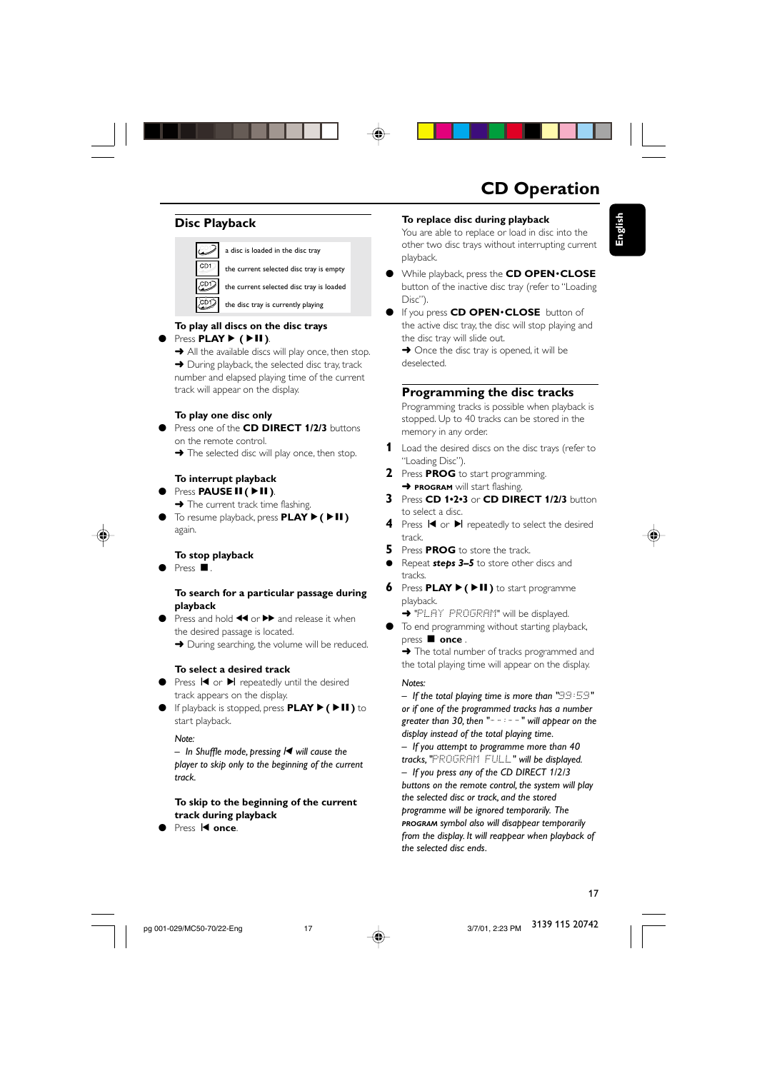# CD Operation

## Disc Playback

| Icon | Description |
|---|---|
| | a disc is loaded in the disc tray |
| CD1 | the current selected disc tray is empty |
| CD1 | the current selected disc tray is loaded |
| CD1 | the disc tray is currently playing |

### To play all discs on the disc trays

- Press **PLAY ▶ ( ▶II )**.
  ➜ All the available discs will play once, then stop.
  ➜ During playback, the selected disc tray, track number and elapsed playing time of the current track will appear on the display.

### To play one disc only

- Press one of the **CD DIRECT 1/2/3** buttons on the remote control.
  ➜ The selected disc will play once, then stop.

### To interrupt playback

- Press **PAUSE II ( ▶II )**.
  ➜ The current track time flashing.
- To resume playback, press **PLAY ▶ ( ▶II )** again.

### To stop playback

- Press ■.

### To search for a particular passage during playback

- Press and hold ◀◀ or ▶▶ and release it when the desired passage is located.
  ➜ During searching, the volume will be reduced.

### To select a desired track

- Press I◀ or ▶I repeatedly until the desired track appears on the display.
- If playback is stopped, press **PLAY ▶ ( ▶II )** to start playback.

*Note:*
*– In Shuffle mode, pressing I◀ will cause the player to skip only to the beginning of the current track.*

### To skip to the beginning of the current track during playback

- Press I◀ **once**.

### To replace disc during playback

You are able to replace or load in disc into the other two disc trays without interrupting current playback.

- While playback, press the **CD OPEN•CLOSE** button of the inactive disc tray (refer to "Loading Disc").
- If you press **CD OPEN•CLOSE** button of the active disc tray, the disc will stop playing and the disc tray will slide out.
  ➜ Once the disc tray is opened, it will be deselected.

## Programming the disc tracks

Programming tracks is possible when playback is stopped. Up to 40 tracks can be stored in the memory in any order.

1. Load the desired discs on the disc trays (refer to "Loading Disc").
2. Press **PROG** to start programming.
   ➜ **PROGRAM** will start flashing.
3. Press **CD 1•2•3** or **CD DIRECT 1/2/3** button to select a disc.
4. Press I◀ or ▶I repeatedly to select the desired track.
5. Press **PROG** to store the track.

- Repeat ***steps 3–5*** to store other discs and tracks.

6. Press **PLAY ▶ ( ▶II )** to start programme playback.
   ➜ "PLAY PROGRAM" will be displayed.

- To end programming without starting playback, press ■ **once**.
  ➜ The total number of tracks programmed and the total playing time will appear on the display.

*Notes:*
*– If the total playing time is more than "99:59" or if one of the programmed tracks has a number greater than 30, then "- - : - -" will appear on the display instead of the total playing time.*
*– If you attempt to programme more than 40 tracks, "PROGRAM FULL" will be displayed.*
*– If you press any of the CD DIRECT 1/2/3 buttons on the remote control, the system will play the selected disc or track, and the stored programme will be ignored temporarily. The **PROGRAM** symbol also will disappear temporarily from the display. It will reappear when playback of the selected disc ends.*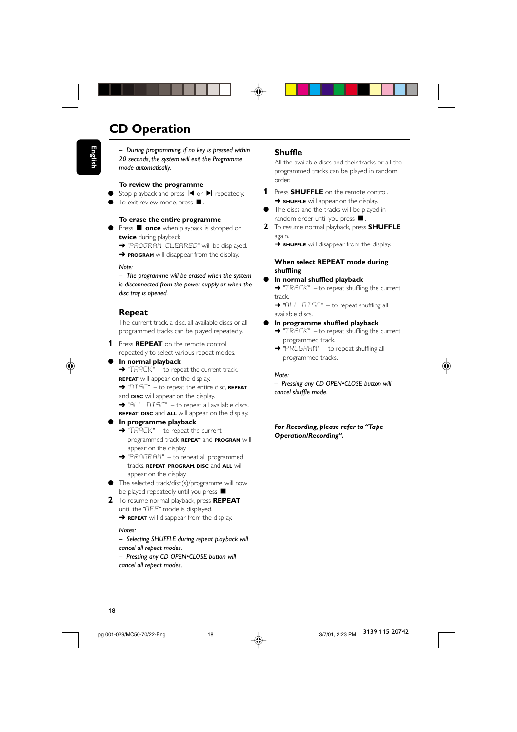# CD Operation

*– During programming, if no key is pressed within 20 seconds, the system will exit the Programme mode automatically.*

**To review the programme**

- Stop playback and press ⏮ or ⏭ repeatedly.
- To exit review mode, press ■ .

**To erase the entire programme**

- Press ■ **once** when playback is stopped or **twice** during playback.
  ➜ "PROGRAM CLEARED" will be displayed.
  ➜ **PROGRAM** will disappear from the display.

*Note:*
*– The programme will be erased when the system is disconnected from the power supply or when the disc tray is opened.*

## Repeat

The current track, a disc, all available discs or all programmed tracks can be played repeatedly.

**1** Press **REPEAT** on the remote control repeatedly to select various repeat modes.

- **In normal playback**
  ➜ "TRACK" – to repeat the current track, **REPEAT** will appear on the display.
  ➜ "DISC" – to repeat the entire disc, **REPEAT** and **DISC** will appear on the display.
  ➜ "ALL DISC" – to repeat all available discs, **REPEAT**, **DISC** and **ALL** will appear on the display.
- **In programme playback**
  ➜ "TRACK" – to repeat the current programmed track, **REPEAT** and **PROGRAM** will appear on the display.
  ➜ "PROGRAM" – to repeat all programmed tracks, **REPEAT**, **PROGRAM**, **DISC** and **ALL** will appear on the display.
- The selected track/disc(s)/programme will now be played repeatedly until you press ■ .

**2** To resume normal playback, press **REPEAT** until the "OFF" mode is displayed.
  ➜ **REPEAT** will disappear from the display.

*Notes:*
*– Selecting SHUFFLE during repeat playback will cancel all repeat modes.*
*– Pressing any CD OPEN•CLOSE button will cancel all repeat modes.*

## Shuffle

All the available discs and their tracks or all the programmed tracks can be played in random order.

**1** Press **SHUFFLE** on the remote control.
  ➜ **SHUFFLE** will appear on the display.

- The discs and the tracks will be played in random order until you press ■ .

**2** To resume normal playback, press **SHUFFLE** again.
  ➜ **SHUFFLE** will disappear from the display.

**When select REPEAT mode during shuffling**

- **In normal shuffled playback**
  ➜ "TRACK" – to repeat shuffling the current track.
  ➜ "ALL DISC" – to repeat shuffling all available discs.
- **In programme shuffled playback**
  ➜ "TRACK" – to repeat shuffling the current programmed track.
  ➜ "PROGRAM" – to repeat shuffling all programmed tracks.

*Note:*
*– Pressing any CD OPEN•CLOSE button will cancel shuffle mode.*

***For Recording, please refer to "Tape Operation/Recording".***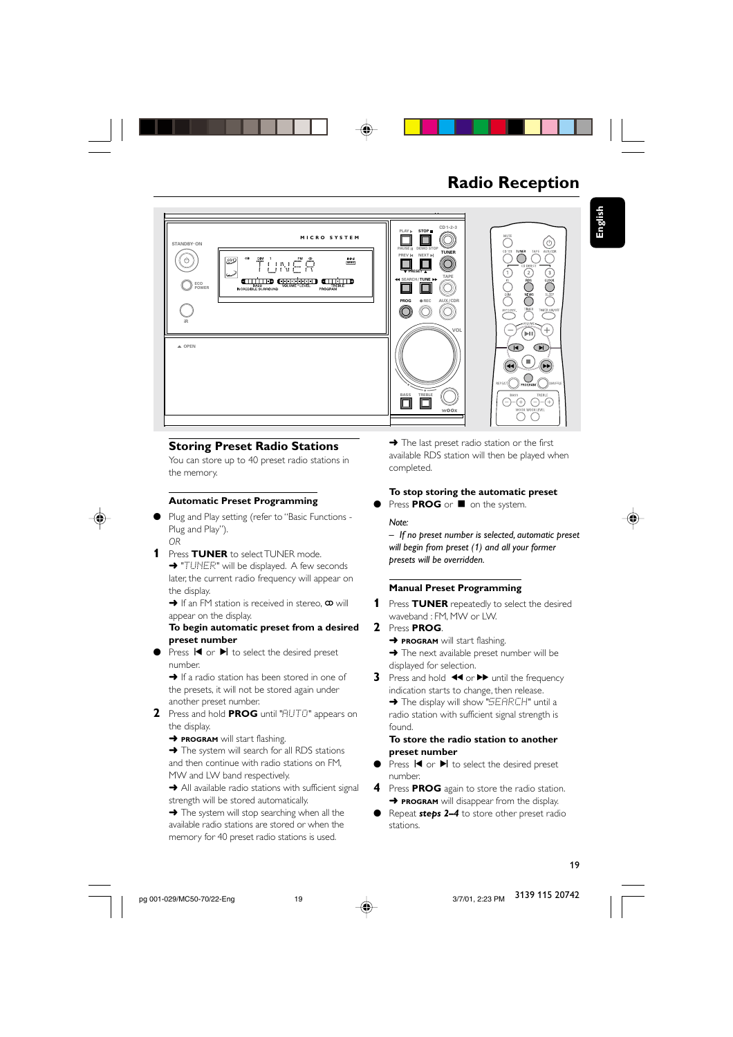# Radio Reception

## Storing Preset Radio Stations

You can store up to 40 preset radio stations in the memory.

### Automatic Preset Programming

- Plug and Play setting (refer to "Basic Functions - Plug and Play").
  *OR*

1. Press **TUNER** to select TUNER mode.
   ➜ "TUNER" will be displayed. A few seconds later, the current radio frequency will appear on the display.
   ➜ If an FM station is received in stereo, ∞ will appear on the display.

**To begin automatic preset from a desired preset number**

- Press ⏮ or ⏭ to select the desired preset number.
  ➜ If a radio station has been stored in one of the presets, it will not be stored again under another preset number.

2. Press and hold **PROG** until "AUTO" appears on the display.
   ➜ **PROGRAM** will start flashing.
   ➜ The system will search for all RDS stations and then continue with radio stations on FM, MW and LW band respectively.
   ➜ All available radio stations with sufficient signal strength will be stored automatically.
   ➜ The system will stop searching when all the available radio stations are stored or when the memory for 40 preset radio stations is used.
   ➜ The last preset radio station or the first available RDS station will then be played when completed.

**To stop storing the automatic preset**

- Press **PROG** or ■ on the system.

*Note:*
*– If no preset number is selected, automatic preset will begin from preset (1) and all your former presets will be overridden.*

### Manual Preset Programming

1. Press **TUNER** repeatedly to select the desired waveband : FM, MW or LW.
2. Press **PROG**.
   ➜ **PROGRAM** will start flashing.
   ➜ The next available preset number will be displayed for selection.
3. Press and hold ◀◀ or ▶▶ until the frequency indication starts to change, then release.
   ➜ The display will show "SEARCH" until a radio station with sufficient signal strength is found.

**To store the radio station to another preset number**

- Press ⏮ or ⏭ to select the desired preset number.

4. Press **PROG** again to store the radio station.
   ➜ **PROGRAM** will disappear from the display.

- Repeat ***steps 2–4*** to store other preset radio stations.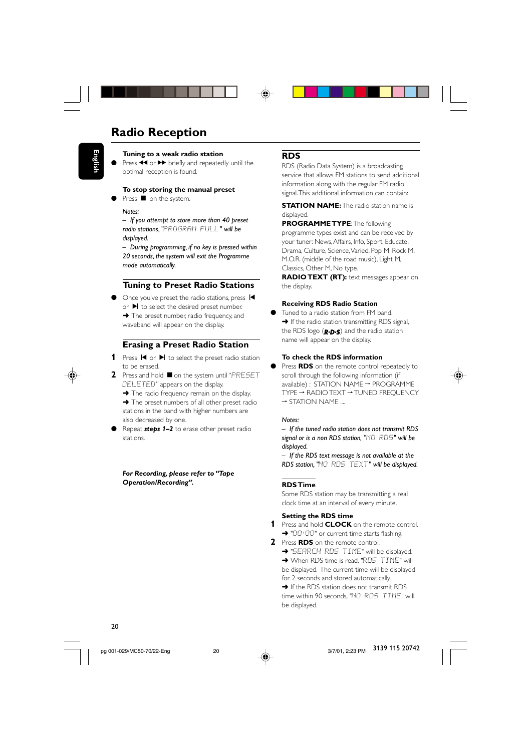# Radio Reception

**Tuning to a weak radio station**

- Press ◀◀ or ▶▶ briefly and repeatedly until the optimal reception is found.

**To stop storing the manual preset**

- Press ■ on the system.

*Notes:*

*– If you attempt to store more than 40 preset radio stations, "PROGRAM FULL" will be displayed.*

*– During programming, if no key is pressed within 20 seconds, the system will exit the Programme mode automatically.*

## Tuning to Preset Radio Stations

- Once you've preset the radio stations, press ⏮ or ⏭ to select the desired preset number.
  ➜ The preset number, radio frequency, and waveband will appear on the display.

## Erasing a Preset Radio Station

1. Press ⏮ or ⏭ to select the preset radio station to be erased.
2. Press and hold ■ on the system until "PRESET DELETED" appears on the display.
   ➜ The radio frequency remain on the display.
   ➜ The preset numbers of all other preset radio stations in the band with higher numbers are also decreased by one.

- Repeat ***steps 1–2*** to erase other preset radio stations.

***For Recording, please refer to "Tape Operation/Recording".***

## RDS

RDS (Radio Data System) is a broadcasting service that allows FM stations to send additional information along with the regular FM radio signal. This additional information can contain:

**STATION NAME:** The radio station name is displayed.

**PROGRAMME TYPE**: The following programme types exist and can be received by your tuner: News, Affairs, Info, Sport, Educate, Drama, Culture, Science, Varied, Pop M, Rock M, M.O.R. (middle of the road music), Light M, Classics, Other M, No type.

**RADIO TEXT (RT):** text messages appear on the display.

**Receiving RDS Radio Station**

- Tuned to a radio station from FM band.
  ➜ If the radio station transmitting RDS signal, the RDS logo (R·D·S) and the radio station name will appear on the display.

**To check the RDS information**

- Press **RDS** on the remote control repeatedly to scroll through the following information (if available) : STATION NAME → PROGRAMME TYPE → RADIO TEXT → TUNED FREQUENCY → STATION NAME ....

*Notes:*

*– If the tuned radio station does not transmit RDS signal or is a non RDS station, "NO RDS" will be displayed.*

*– If the RDS text message is not available at the RDS station, "NO RDS TEXT" will be displayed.*

### RDS Time

Some RDS station may be transmitting a real clock time at an interval of every minute.

**Setting the RDS time**

1. Press and hold **CLOCK** on the remote control.
   ➜ "00:00" or current time starts flashing.
2. Press **RDS** on the remote control.
   ➜ "SEARCH RDS TIME" will be displayed.
   ➜ When RDS time is read, "RDS TIME" will be displayed. The current time will be displayed for 2 seconds and stored automatically.
   ➜ If the RDS station does not transmit RDS time within 90 seconds, "NO RDS TIME" will be displayed.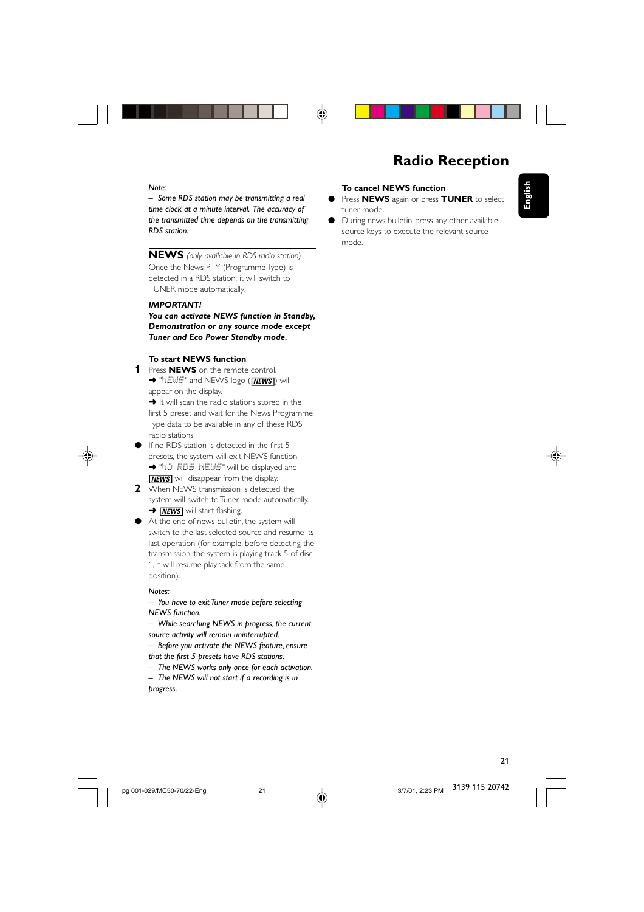# Radio Reception

*Note:*
*– Some RDS station may be transmitting a real time clock at a minute interval. The accuracy of the transmitted time depends on the transmitting RDS station.*

## NEWS *(only available in RDS radio station)*

Once the News PTY (Programme Type) is detected in a RDS station, it will switch to TUNER mode automatically.

***IMPORTANT!***
***You can activate NEWS function in Standby, Demonstration or any source mode except Tuner and Eco Power Standby mode.***

### To start NEWS function

1. Press **NEWS** on the remote control.
   ➜ "NEWS" and NEWS logo (NEWS) will appear on the display.
   ➜ It will scan the radio stations stored in the first 5 preset and wait for the News Programme Type data to be available in any of these RDS radio stations.

- If no RDS station is detected in the first 5 presets, the system will exit NEWS function.
  ➜ "NO RDS NEWS" will be displayed and NEWS will disappear from the display.

2. When NEWS transmission is detected, the system will switch to Tuner mode automatically.
   ➜ NEWS will start flashing.

- At the end of news bulletin, the system will switch to the last selected source and resume its last operation (for example, before detecting the transmission, the system is playing track 5 of disc 1, it will resume playback from the same position).

*Notes:*
*– You have to exit Tuner mode before selecting NEWS function.*
*– While searching NEWS in progress, the current source activity will remain uninterrupted.*
*– Before you activate the NEWS feature, ensure that the first 5 presets have RDS stations.*
*– The NEWS works only once for each activation.*
*– The NEWS will not start if a recording is in progress.*

### To cancel NEWS function

- Press **NEWS** again or press **TUNER** to select tuner mode.
- During news bulletin, press any other available source keys to execute the relevant source mode.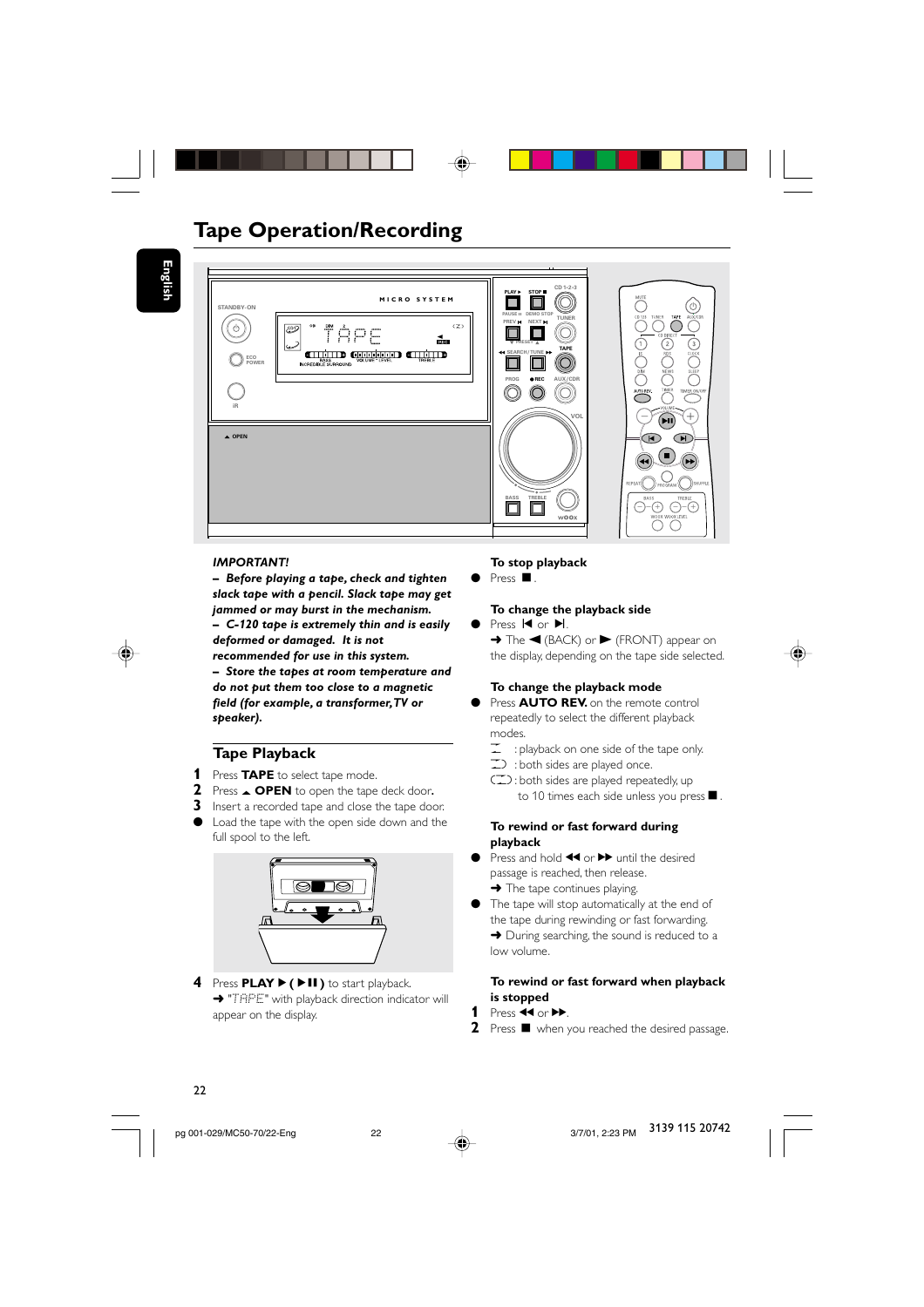# Tape Operation/Recording

***IMPORTANT!***
***– Before playing a tape, check and tighten slack tape with a pencil. Slack tape may get jammed or may burst in the mechanism.***
***– C-120 tape is extremely thin and is easily deformed or damaged. It is not recommended for use in this system.***
***– Store the tapes at room temperature and do not put them too close to a magnetic field (for example, a transformer, TV or speaker).***

## Tape Playback

1. Press **TAPE** to select tape mode.
2. Press ▲ **OPEN** to open the tape deck door.
3. Insert a recorded tape and close the tape door.

- Load the tape with the open side down and the full spool to the left.

4. Press **PLAY ▶ ( ▶II )** to start playback.
   ➜ "TAPE" with playback direction indicator will appear on the display.

**To stop playback**

- Press ■.

**To change the playback side**

- Press |◀ or ▶|.
  ➜ The ◀ (BACK) or ▶ (FRONT) appear on the display, depending on the tape side selected.

**To change the playback mode**

- Press **AUTO REV.** on the remote control repeatedly to select the different playback modes.
  ⌶ : playback on one side of the tape only.
  ⊐ : both sides are played once.
  ⊂⊃ : both sides are played repeatedly, up to 10 times each side unless you press ■.

**To rewind or fast forward during playback**

- Press and hold ◀◀ or ▶▶ until the desired passage is reached, then release.
  ➜ The tape continues playing.
- The tape will stop automatically at the end of the tape during rewinding or fast forwarding.
  ➜ During searching, the sound is reduced to a low volume.

**To rewind or fast forward when playback is stopped**

1. Press ◀◀ or ▶▶.
2. Press ■ when you reached the desired passage.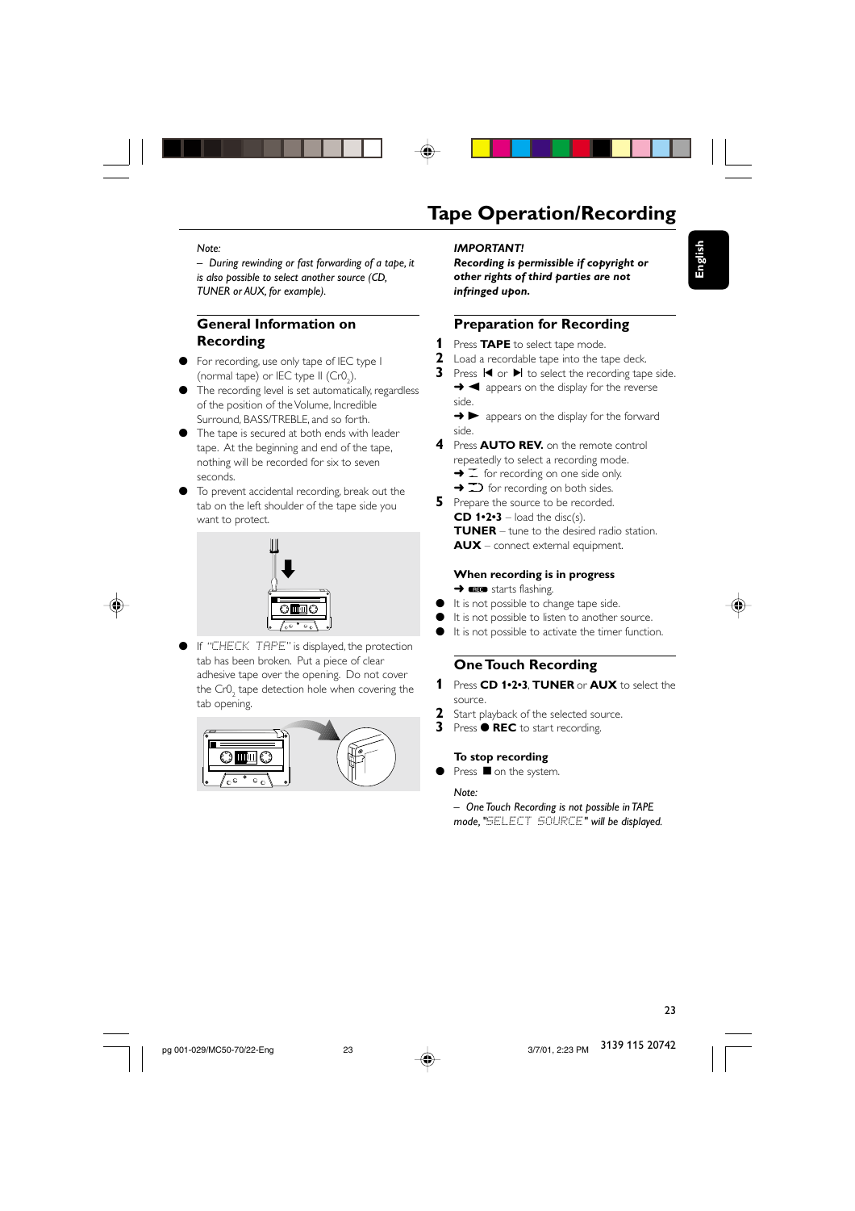# Tape Operation/Recording

*Note:*
*– During rewinding or fast forwarding of a tape, it is also possible to select another source (CD, TUNER or AUX, for example).*

## General Information on Recording

- For recording, use only tape of IEC type I (normal tape) or IEC type II ($CrO_2$).
- The recording level is set automatically, regardless of the position of the Volume, Incredible Surround, BASS/TREBLE, and so forth.
- The tape is secured at both ends with leader tape. At the beginning and end of the tape, nothing will be recorded for six to seven seconds.
- To prevent accidental recording, break out the tab on the left shoulder of the tape side you want to protect.
- If "CHECK TAPE" is displayed, the protection tab has been broken. Put a piece of clear adhesive tape over the opening. Do not cover the $CrO_2$ tape detection hole when covering the tab opening.

***IMPORTANT!***
***Recording is permissible if copyright or other rights of third parties are not infringed upon.***

## Preparation for Recording

1. Press **TAPE** to select tape mode.
2. Load a recordable tape into the tape deck.
3. Press ◄ or ► to select the recording tape side.
   ➜ ◄ appears on the display for the reverse side.
   ➜ ► appears on the display for the forward side.
4. Press **AUTO REV.** on the remote control repeatedly to select a recording mode.
   ➜ ⌶ for recording on one side only.
   ➜ ⊐ for recording on both sides.
5. Prepare the source to be recorded.
   **CD 1•2•3** – load the disc(s).
   **TUNER** – tune to the desired radio station.
   **AUX** – connect external equipment.

### When recording is in progress

➜ REC starts flashing.

- It is not possible to change tape side.
- It is not possible to listen to another source.
- It is not possible to activate the timer function.

## One Touch Recording

1. Press **CD 1•2•3**, **TUNER** or **AUX** to select the source.
2. Start playback of the selected source.
3. Press ● **REC** to start recording.

### To stop recording

- Press ■ on the system.

*Note:*
*– One Touch Recording is not possible in TAPE mode, "SELECT SOURCE" will be displayed.*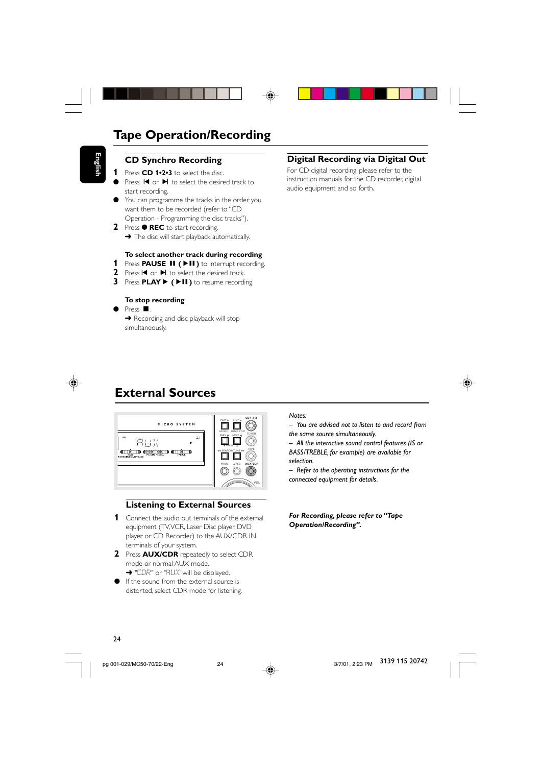# Tape Operation/Recording

## CD Synchro Recording

**1** Press **CD 1•2•3** to select the disc.

- Press ⏮ or ⏭ to select the desired track to start recording.
- You can programme the tracks in the order you want them to be recorded (refer to "CD Operation - Programming the disc tracks").

**2** Press ● **REC** to start recording.
➜ The disc will start playback automatically.

### To select another track during recording

**1** Press **PAUSE ⏸ ( ▶⏸ )** to interrupt recording.
**2** Press ⏮ or ⏭ to select the desired track.
**3** Press **PLAY ▶ ( ▶⏸ )** to resume recording.

### To stop recording

- Press ■.
➜ Recording and disc playback will stop simultaneously.

## Digital Recording via Digital Out

For CD digital recording, please refer to the instruction manuals for the CD recorder, digital audio equipment and so forth.

# External Sources

## Listening to External Sources

**1** Connect the audio out terminals of the external equipment (TV, VCR, Laser Disc player, DVD player or CD Recorder) to the AUX/CDR IN terminals of your system.

**2** Press **AUX/CDR** repeatedly to select CDR mode or normal AUX mode.
➜ "CDR" or "AUX" will be displayed.

- If the sound from the external source is distorted, select CDR mode for listening.

*Notes:*
*– You are advised not to listen to and record from the same source simultaneously.*
*– All the interactive sound control features (IS or BASS/TREBLE, for example) are available for selection.*
*– Refer to the operating instructions for the connected equipment for details.*

***For Recording, please refer to "Tape Operation/Recording".***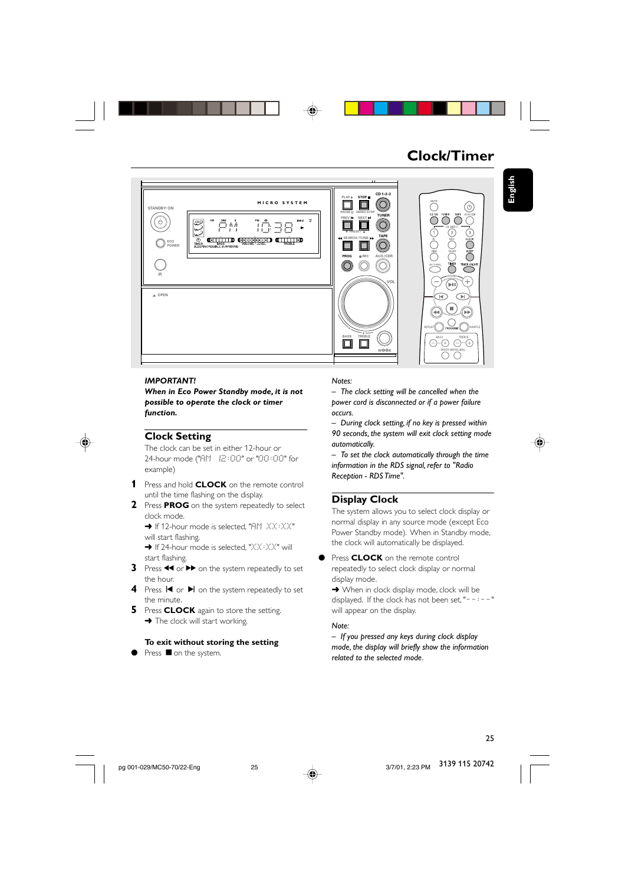# Clock/Timer

***IMPORTANT!***
***When in Eco Power Standby mode, it is not possible to operate the clock or timer function.***

## Clock Setting

The clock can be set in either 12-hour or 24-hour mode ("AM 12:00" or "00:00" for example)

1. Press and hold **CLOCK** on the remote control until the time flashing on the display.
2. Press **PROG** on the system repeatedly to select clock mode.
   ➜ If 12-hour mode is selected, "AM XX:XX" will start flashing.
   ➜ If 24-hour mode is selected, "XX:XX" will start flashing.
3. Press ◀◀ or ▶▶ on the system repeatedly to set the hour.
4. Press |◀ or ▶| on the system repeatedly to set the minute.
5. Press **CLOCK** again to store the setting.
   ➜ The clock will start working.

**To exit without storing the setting**

- Press ■ on the system.

*Notes:*

*– The clock setting will be cancelled when the power cord is disconnected or if a power failure occurs.*

*– During clock setting, if no key is pressed within 90 seconds, the system will exit clock setting mode automatically.*

*– To set the clock automatically through the time information in the RDS signal, refer to "Radio Reception - RDS Time".*

## Display Clock

The system allows you to select clock display or normal display in any source mode (except Eco Power Standby mode). When in Standby mode, the clock will automatically be displayed.

- Press **CLOCK** on the remote control repeatedly to select clock display or normal display mode.
  ➜ When in clock display mode, clock will be displayed. If the clock has not been set, "-- : --" will appear on the display.

*Note:*

*– If you pressed any keys during clock display mode, the display will briefly show the information related to the selected mode.*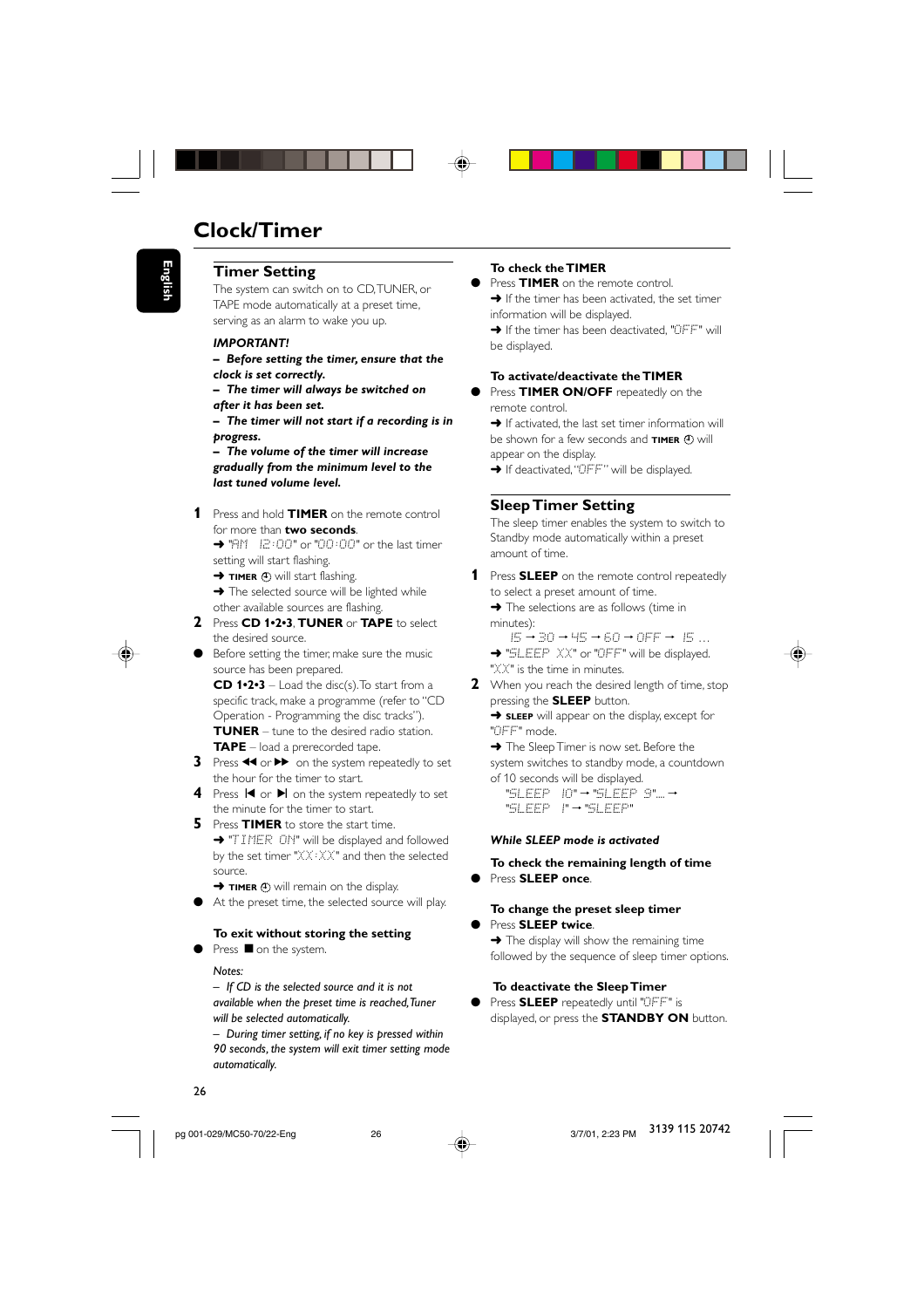# Clock/Timer

## Timer Setting

The system can switch on to CD, TUNER, or TAPE mode automatically at a preset time, serving as an alarm to wake you up.

***IMPORTANT!***
***– Before setting the timer, ensure that the clock is set correctly.***
***– The timer will always be switched on after it has been set.***
***– The timer will not start if a recording is in progress.***
***– The volume of the timer will increase gradually from the minimum level to the last tuned volume level.***

1. Press and hold **TIMER** on the remote control for more than **two seconds**.
   ➜ "AM 12:00" or "00:00" or the last timer setting will start flashing.
   ➜ **TIMER** ⏲ will start flashing.
   ➜ The selected source will be lighted while other available sources are flashing.
2. Press **CD 1•2•3**, **TUNER** or **TAPE** to select the desired source.
- Before setting the timer, make sure the music source has been prepared.
  **CD 1•2•3** – Load the disc(s). To start from a specific track, make a programme (refer to "CD Operation - Programming the disc tracks").
  **TUNER** – tune to the desired radio station.
  **TAPE** – load a prerecorded tape.
3. Press ◀◀ or ▶▶ on the system repeatedly to set the hour for the timer to start.
4. Press ⏮ or ⏭ on the system repeatedly to set the minute for the timer to start.
5. Press **TIMER** to store the start time.
   ➜ "TIMER ON" will be displayed and followed by the set timer "XX:XX" and then the selected source.
   ➜ **TIMER** ⏲ will remain on the display.
- At the preset time, the selected source will play.

**To exit without storing the setting**
- Press ■ on the system.

*Notes:*
*– If CD is the selected source and it is not available when the preset time is reached, Tuner will be selected automatically.*
*– During timer setting, if no key is pressed within 90 seconds, the system will exit timer setting mode automatically.*

**To check the TIMER**
- Press **TIMER** on the remote control.
  ➜ If the timer has been activated, the set timer information will be displayed.
  ➜ If the timer has been deactivated, "OFF" will be displayed.

**To activate/deactivate the TIMER**
- Press **TIMER ON/OFF** repeatedly on the remote control.
  ➜ If activated, the last set timer information will be shown for a few seconds and **TIMER** ⏲ will appear on the display.
  ➜ If deactivated, "OFF" will be displayed.

## Sleep Timer Setting

The sleep timer enables the system to switch to Standby mode automatically within a preset amount of time.

1. Press **SLEEP** on the remote control repeatedly to select a preset amount of time.
   ➜ The selections are as follows (time in minutes):
   15 → 30 → 45 → 60 → OFF → 15 …
   ➜ "SLEEP XX" or "OFF" will be displayed. "XX" is the time in minutes.
2. When you reach the desired length of time, stop pressing the **SLEEP** button.
   ➜ **SLEEP** will appear on the display, except for "OFF" mode.
   ➜ The Sleep Timer is now set. Before the system switches to standby mode, a countdown of 10 seconds will be displayed.
   "SLEEP 10" → "SLEEP 9".... → "SLEEP 1" → "SLEEP"

***While SLEEP mode is activated***

**To check the remaining length of time**
- Press **SLEEP once**.

**To change the preset sleep timer**
- Press **SLEEP twice**.
  ➜ The display will show the remaining time followed by the sequence of sleep timer options.

**To deactivate the Sleep Timer**
- Press **SLEEP** repeatedly until "OFF" is displayed, or press the **STANDBY ON** button.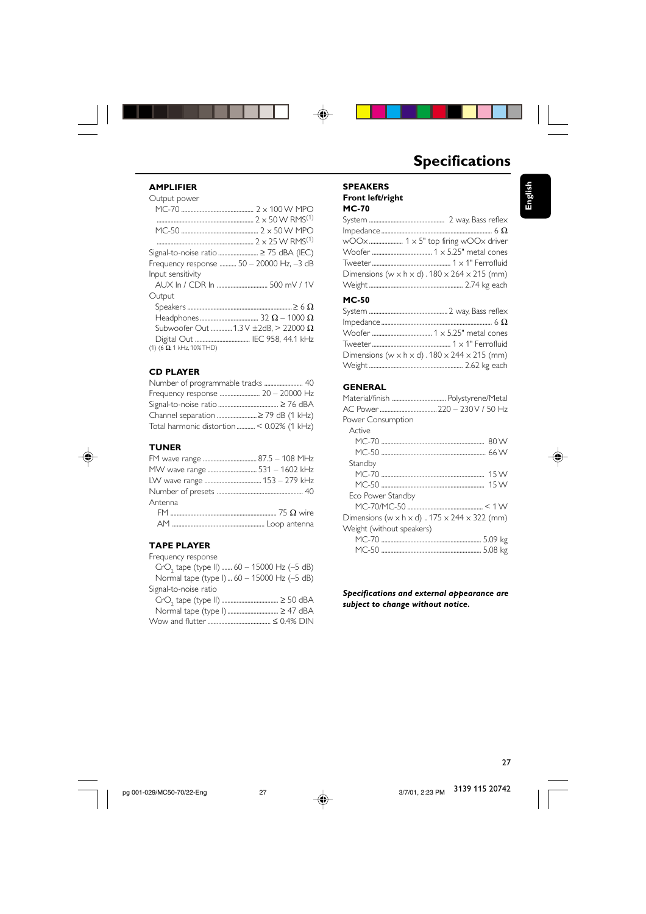# Specifications

English

## AMPLIFIER

Output power

- MC-70 .............................. 2 x 100 W MPO
- .............................. 2 x 50 W RMS[(1)]
- MC-50 .............................. 2 x 50 W MPO
- .............................. 2 x 25 W RMS[(1)]

Signal-to-noise ratio .............................. ≥ 75 dBA (IEC)

Frequency response .......... 50 – 20000 Hz, –3 dB

Input sensitivity

- AUX In / CDR In .............................. 500 mV / 1V

Output

- Speakers .............................. ≥ 6 Ω
- Headphones .............................. 32 Ω – 1000 Ω
- Subwoofer Out ............ 1.3 V ±2dB, > 22000 Ω
- Digital Out .............................. IEC 958, 44.1 kHz

(1) (6 Ω, 1 kHz, 10% THD)

## CD PLAYER

Number of programmable tracks .............................. 40

Frequency response .............................. 20 – 20000 Hz

Signal-to-noise ratio .............................. ≥ 76 dBA

Channel separation .............................. ≥ 79 dB (1 kHz)

Total harmonic distortion .......... < 0.02% (1 kHz)

## TUNER

FM wave range .............................. 87.5 – 108 MHz

MW wave range .............................. 531 – 1602 kHz

LW wave range .............................. 153 – 279 kHz

Number of presets .............................. 40

Antenna

- FM .............................. 75 Ω wire
- AM .............................. Loop antenna

## TAPE PLAYER

Frequency response

- $CrO_2$ tape (type II) ....... 60 – 15000 Hz (–5 dB)
- Normal tape (type I) ... 60 – 15000 Hz (–5 dB)

Signal-to-noise ratio

- $CrO_2$ tape (type II) .............................. ≥ 50 dBA
- Normal tape (type I) .............................. ≥ 47 dBA

Wow and flutter .............................. ≤ 0.4% DIN

## SPEAKERS

### Front left/right

### MC-70

System .............................. 2 way, Bass reflex

Impedance .............................. 6 Ω

wOOx .............................. 1 x 5" top firing wOOx driver

Woofer .............................. 1 x 5.25" metal cones

Tweeter .............................. 1 x 1" Ferrofluid

Dimensions (w x h x d) . 180 x 264 x 215 (mm)

Weight .............................. 2.74 kg each

### MC-50

System .............................. 2 way, Bass reflex

Impedance .............................. 6 Ω

Woofer .............................. 1 x 5.25" metal cones

Tweeter .............................. 1 x 1" Ferrofluid

Dimensions (w x h x d) . 180 x 244 x 215 (mm)

Weight .............................. 2.62 kg each

## GENERAL

Material/finish .............................. Polystyrene/Metal

AC Power .............................. 220 – 230 V / 50 Hz

Power Consumption

- Active
  - MC-70 .............................. 80 W
  - MC-50 .............................. 66 W
- Standby
  - MC-70 .............................. 15 W
  - MC-50 .............................. 15 W
- Eco Power Standby
  - MC-70/MC-50 .............................. < 1 W

Dimensions (w x h x d) .. 175 x 244 x 322 (mm)

Weight (without speakers)

- MC-70 .............................. 5.09 kg
- MC-50 .............................. 5.08 kg

***Specifications and external appearance are subject to change without notice.***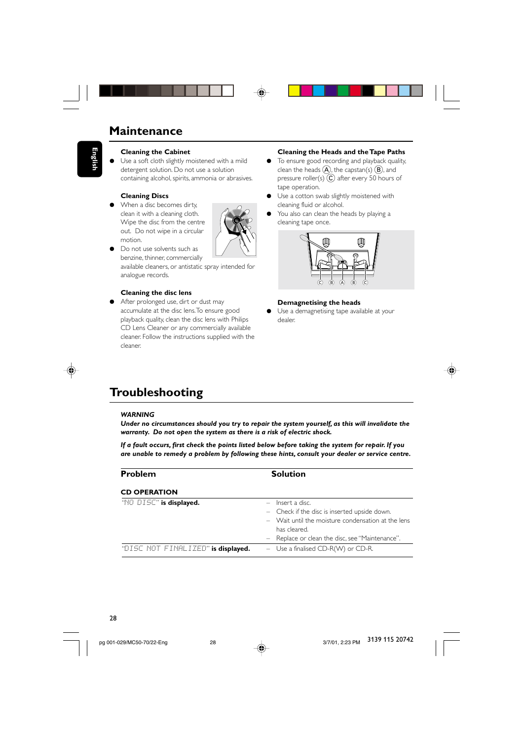# Maintenance

### Cleaning the Cabinet

- Use a soft cloth slightly moistened with a mild detergent solution. Do not use a solution containing alcohol, spirits, ammonia or abrasives.

### Cleaning Discs

- When a disc becomes dirty, clean it with a cleaning cloth. Wipe the disc from the centre out. Do not wipe in a circular motion.
- Do not use solvents such as benzine, thinner, commercially available cleaners, or antistatic spray intended for analogue records.

### Cleaning the disc lens

- After prolonged use, dirt or dust may accumulate at the disc lens. To ensure good playback quality, clean the disc lens with Philips CD Lens Cleaner or any commercially available cleaner. Follow the instructions supplied with the cleaner.

### Cleaning the Heads and the Tape Paths

- To ensure good recording and playback quality, clean the heads (A), the capstan(s) (B), and pressure roller(s) (C) after every 50 hours of tape operation.
- Use a cotton swab slightly moistened with cleaning fluid or alcohol.
- You also can clean the heads by playing a cleaning tape once.

C B A B C

### Demagnetising the heads

- Use a demagnetising tape available at your dealer.

# Troubleshooting

***WARNING***

***Under no circumstances should you try to repair the system yourself, as this will invalidate the warranty. Do not open the system as there is a risk of electric shock.***

***If a fault occurs, first check the points listed below before taking the system for repair. If you are unable to remedy a problem by following these hints, consult your dealer or service centre.***

| Problem | Solution |
|---|---|
| **CD OPERATION** | |
| "NO DISC" **is displayed.** | – Insert a disc.<br>– Check if the disc is inserted upside down.<br>– Wait until the moisture condensation at the lens has cleared.<br>– Replace or clean the disc, see "Maintenance". |
| "DISC NOT FINALIZED" **is displayed.** | – Use a finalised CD-R(W) or CD-R. |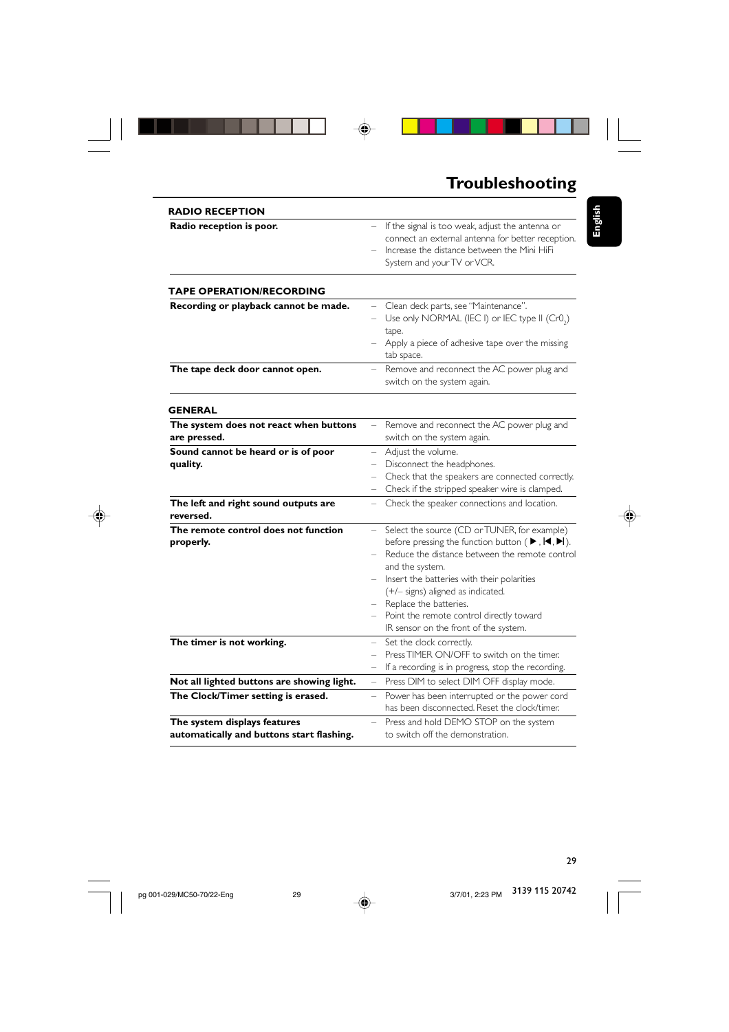# Troubleshooting

## RADIO RECEPTION

| | |
|---|---|
| **Radio reception is poor.** | – If the signal is too weak, adjust the antenna or connect an external antenna for better reception.<br>– Increase the distance between the Mini HiFi System and your TV or VCR. |

## TAPE OPERATION/RECORDING

| | |
|---|---|
| **Recording or playback cannot be made.** | – Clean deck parts, see "Maintenance".<br>– Use only NORMAL (IEC I) or IEC type II ($Cr0_2$) tape.<br>– Apply a piece of adhesive tape over the missing tab space. |
| **The tape deck door cannot open.** | – Remove and reconnect the AC power plug and switch on the system again. |

## GENERAL

| | |
|---|---|
| **The system does not react when buttons are pressed.** | – Remove and reconnect the AC power plug and switch on the system again. |
| **Sound cannot be heard or is of poor quality.** | – Adjust the volume.<br>– Disconnect the headphones.<br>– Check that the speakers are connected correctly.<br>– Check if the stripped speaker wire is clamped. |
| **The left and right sound outputs are reversed.** | – Check the speaker connections and location. |
| **The remote control does not function properly.** | – Select the source (CD or TUNER, for example) before pressing the function button ( ▶, ◀◀, ▶▶).<br>– Reduce the distance between the remote control and the system.<br>– Insert the batteries with their polarities (+/– signs) aligned as indicated.<br>– Replace the batteries.<br>– Point the remote control directly toward IR sensor on the front of the system. |
| **The timer is not working.** | – Set the clock correctly.<br>– Press TIMER ON/OFF to switch on the timer.<br>– If a recording is in progress, stop the recording. |
| **Not all lighted buttons are showing light.** | – Press DIM to select DIM OFF display mode. |
| **The Clock/Timer setting is erased.** | – Power has been interrupted or the power cord has been disconnected. Reset the clock/timer. |
| **The system displays features automatically and buttons start flashing.** | – Press and hold DEMO STOP on the system to switch off the demonstration. |